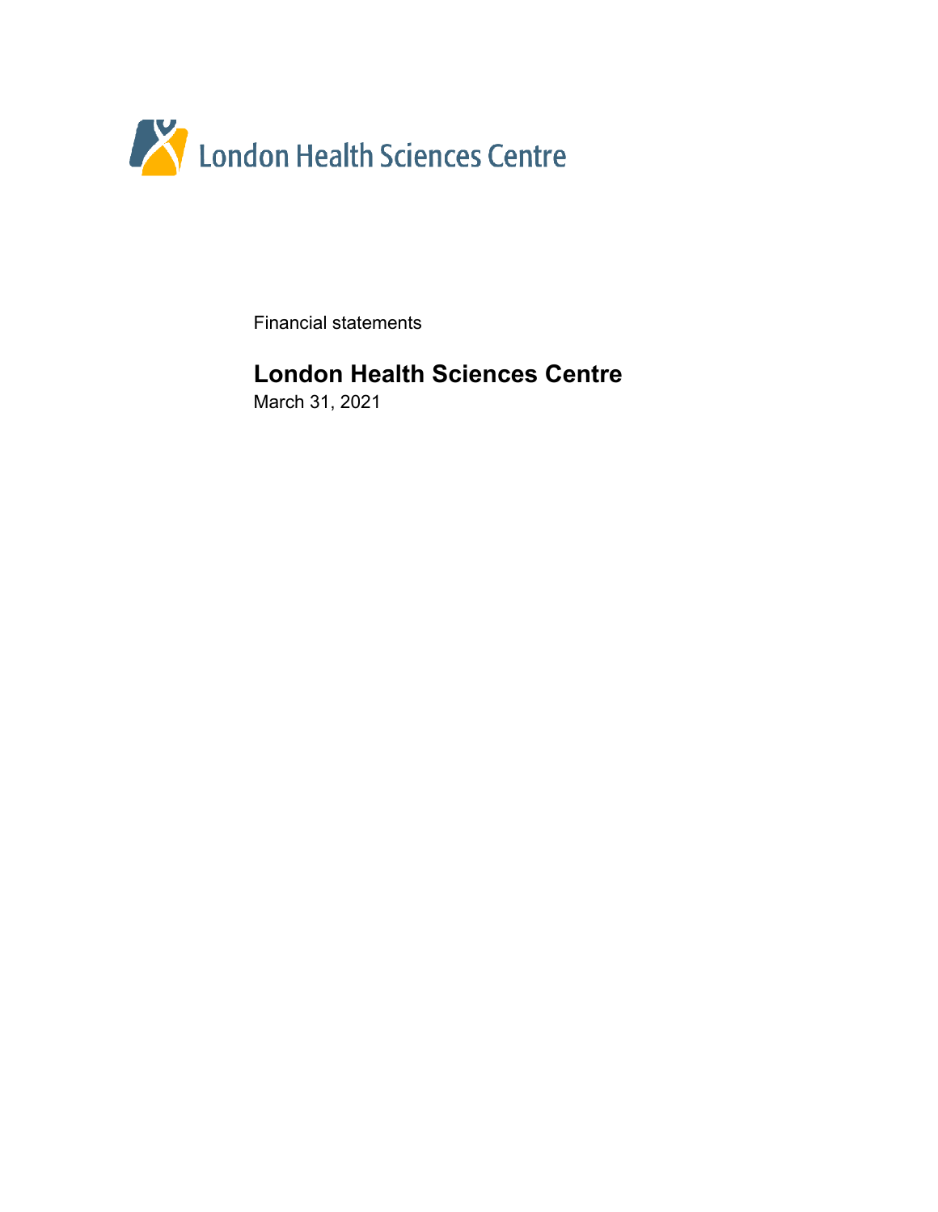London Health Sciences Centre

Financial statements

# London Health Sciences Centre

March 31, 2021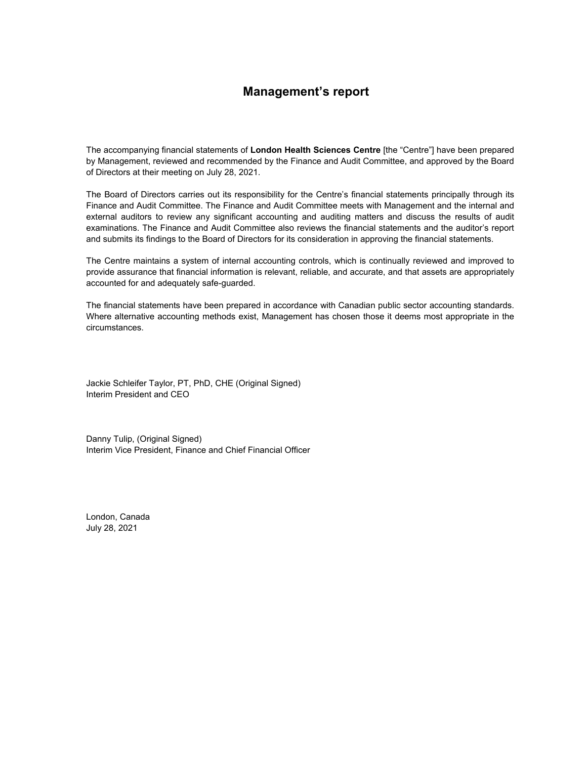# Management's report

The accompanying financial statements of **London Health Sciences Centre** [the "Centre"] have been prepared by Management, reviewed and recommended by the Finance and Audit Committee, and approved by the Board of Directors at their meeting on July 28, 2021.

The Board of Directors carries out its responsibility for the Centre's financial statements principally through its Finance and Audit Committee. The Finance and Audit Committee meets with Management and the internal and external auditors to review any significant accounting and auditing matters and discuss the results of audit examinations. The Finance and Audit Committee also reviews the financial statements and the auditor's report and submits its findings to the Board of Directors for its consideration in approving the financial statements.

The Centre maintains a system of internal accounting controls, which is continually reviewed and improved to provide assurance that financial information is relevant, reliable, and accurate, and that assets are appropriately accounted for and adequately safe-guarded.

The financial statements have been prepared in accordance with Canadian public sector accounting standards. Where alternative accounting methods exist, Management has chosen those it deems most appropriate in the circumstances.

Jackie Schleifer Taylor, PT, PhD, CHE (Original Signed)
Interim President and CEO

Danny Tulip, (Original Signed)
Interim Vice President, Finance and Chief Financial Officer

London, Canada
July 28, 2021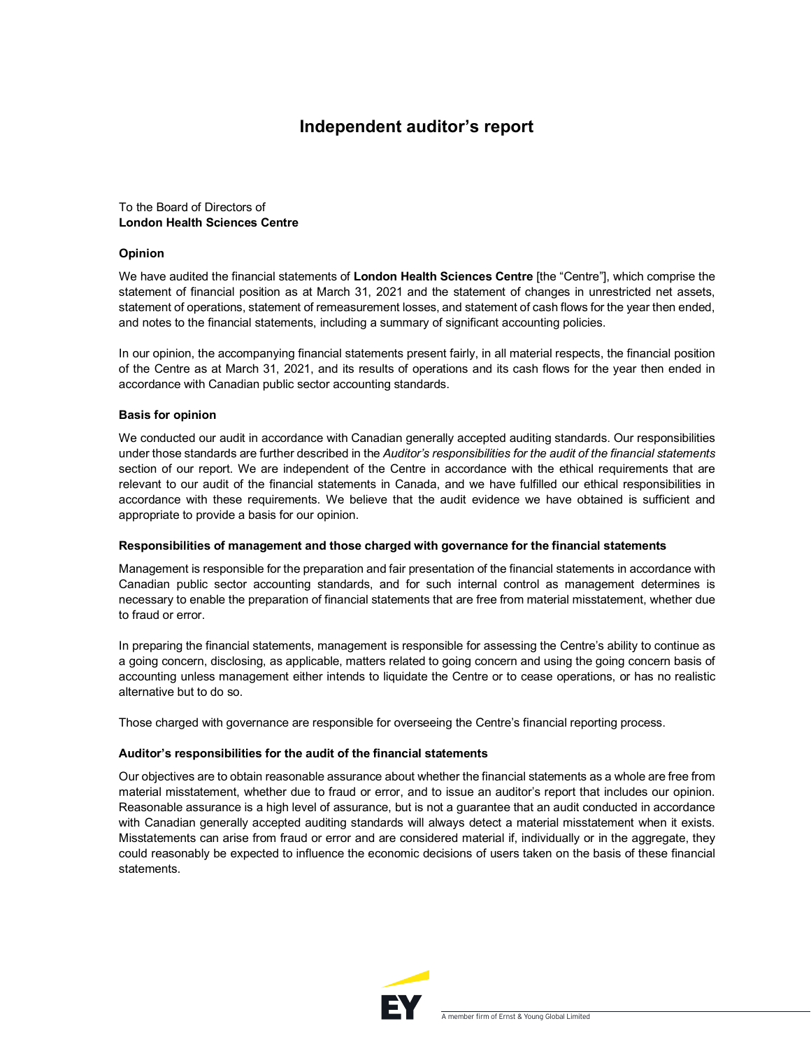# Independent auditor's report

To the Board of Directors of
**London Health Sciences Centre**

### Opinion

We have audited the financial statements of **London Health Sciences Centre** [the "Centre"], which comprise the statement of financial position as at March 31, 2021 and the statement of changes in unrestricted net assets, statement of operations, statement of remeasurement losses, and statement of cash flows for the year then ended, and notes to the financial statements, including a summary of significant accounting policies.

In our opinion, the accompanying financial statements present fairly, in all material respects, the financial position of the Centre as at March 31, 2021, and its results of operations and its cash flows for the year then ended in accordance with Canadian public sector accounting standards.

### Basis for opinion

We conducted our audit in accordance with Canadian generally accepted auditing standards. Our responsibilities under those standards are further described in the *Auditor's responsibilities for the audit of the financial statements* section of our report. We are independent of the Centre in accordance with the ethical requirements that are relevant to our audit of the financial statements in Canada, and we have fulfilled our ethical responsibilities in accordance with these requirements. We believe that the audit evidence we have obtained is sufficient and appropriate to provide a basis for our opinion.

### Responsibilities of management and those charged with governance for the financial statements

Management is responsible for the preparation and fair presentation of the financial statements in accordance with Canadian public sector accounting standards, and for such internal control as management determines is necessary to enable the preparation of financial statements that are free from material misstatement, whether due to fraud or error.

In preparing the financial statements, management is responsible for assessing the Centre's ability to continue as a going concern, disclosing, as applicable, matters related to going concern and using the going concern basis of accounting unless management either intends to liquidate the Centre or to cease operations, or has no realistic alternative but to do so.

Those charged with governance are responsible for overseeing the Centre's financial reporting process.

### Auditor's responsibilities for the audit of the financial statements

Our objectives are to obtain reasonable assurance about whether the financial statements as a whole are free from material misstatement, whether due to fraud or error, and to issue an auditor's report that includes our opinion. Reasonable assurance is a high level of assurance, but is not a guarantee that an audit conducted in accordance with Canadian generally accepted auditing standards will always detect a material misstatement when it exists. Misstatements can arise from fraud or error and are considered material if, individually or in the aggregate, they could reasonably be expected to influence the economic decisions of users taken on the basis of these financial statements.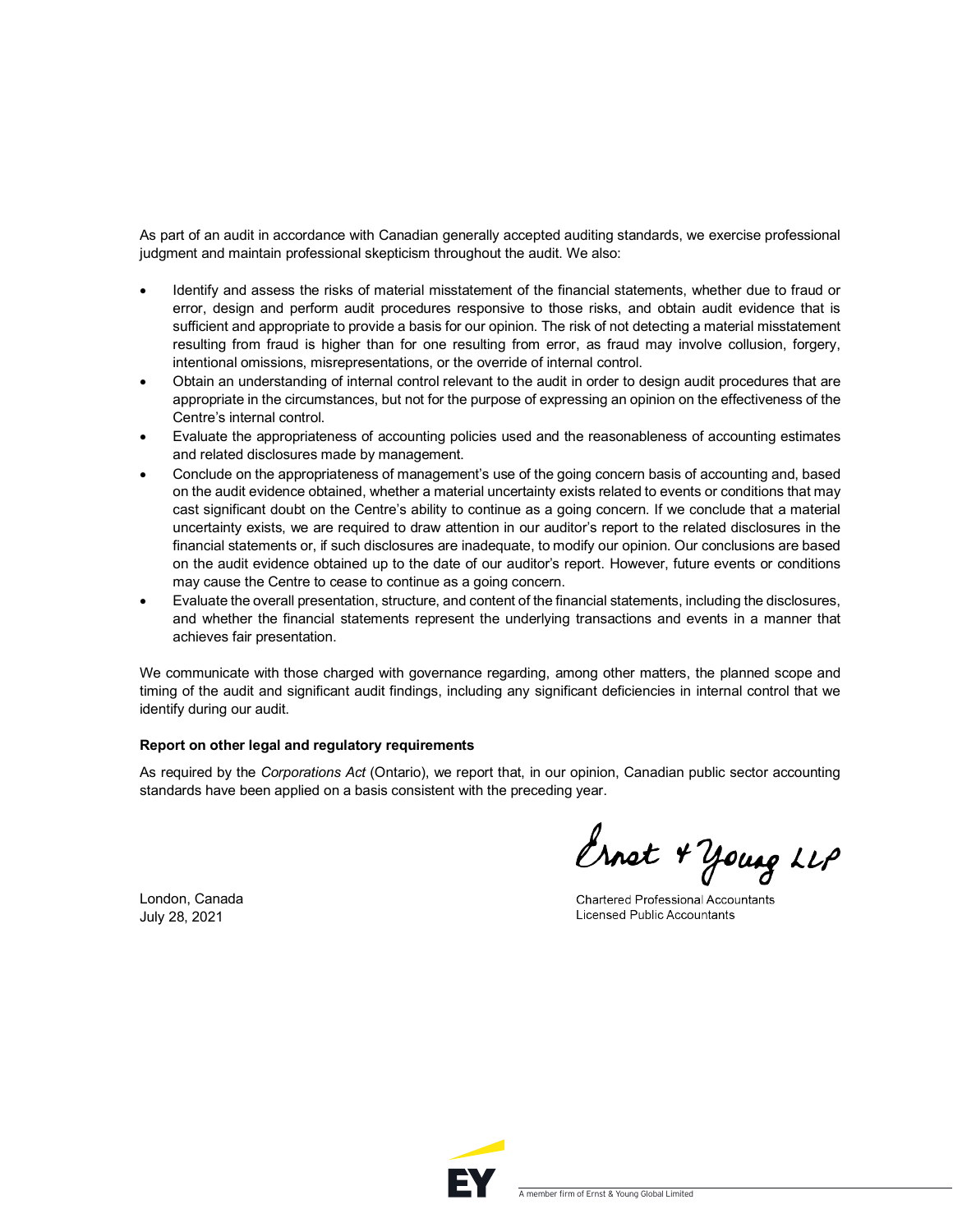As part of an audit in accordance with Canadian generally accepted auditing standards, we exercise professional judgment and maintain professional skepticism throughout the audit. We also:

- Identify and assess the risks of material misstatement of the financial statements, whether due to fraud or error, design and perform audit procedures responsive to those risks, and obtain audit evidence that is sufficient and appropriate to provide a basis for our opinion. The risk of not detecting a material misstatement resulting from fraud is higher than for one resulting from error, as fraud may involve collusion, forgery, intentional omissions, misrepresentations, or the override of internal control.
- Obtain an understanding of internal control relevant to the audit in order to design audit procedures that are appropriate in the circumstances, but not for the purpose of expressing an opinion on the effectiveness of the Centre's internal control.
- Evaluate the appropriateness of accounting policies used and the reasonableness of accounting estimates and related disclosures made by management.
- Conclude on the appropriateness of management's use of the going concern basis of accounting and, based on the audit evidence obtained, whether a material uncertainty exists related to events or conditions that may cast significant doubt on the Centre's ability to continue as a going concern. If we conclude that a material uncertainty exists, we are required to draw attention in our auditor's report to the related disclosures in the financial statements or, if such disclosures are inadequate, to modify our opinion. Our conclusions are based on the audit evidence obtained up to the date of our auditor's report. However, future events or conditions may cause the Centre to cease to continue as a going concern.
- Evaluate the overall presentation, structure, and content of the financial statements, including the disclosures, and whether the financial statements represent the underlying transactions and events in a manner that achieves fair presentation.

We communicate with those charged with governance regarding, among other matters, the planned scope and timing of the audit and significant audit findings, including any significant deficiencies in internal control that we identify during our audit.

**Report on other legal and regulatory requirements**

As required by the *Corporations Act* (Ontario), we report that, in our opinion, Canadian public sector accounting standards have been applied on a basis consistent with the preceding year.

Ernst & Young LLP

Chartered Professional Accountants
Licensed Public Accountants

London, Canada
July 28, 2021

A member firm of Ernst & Young Global Limited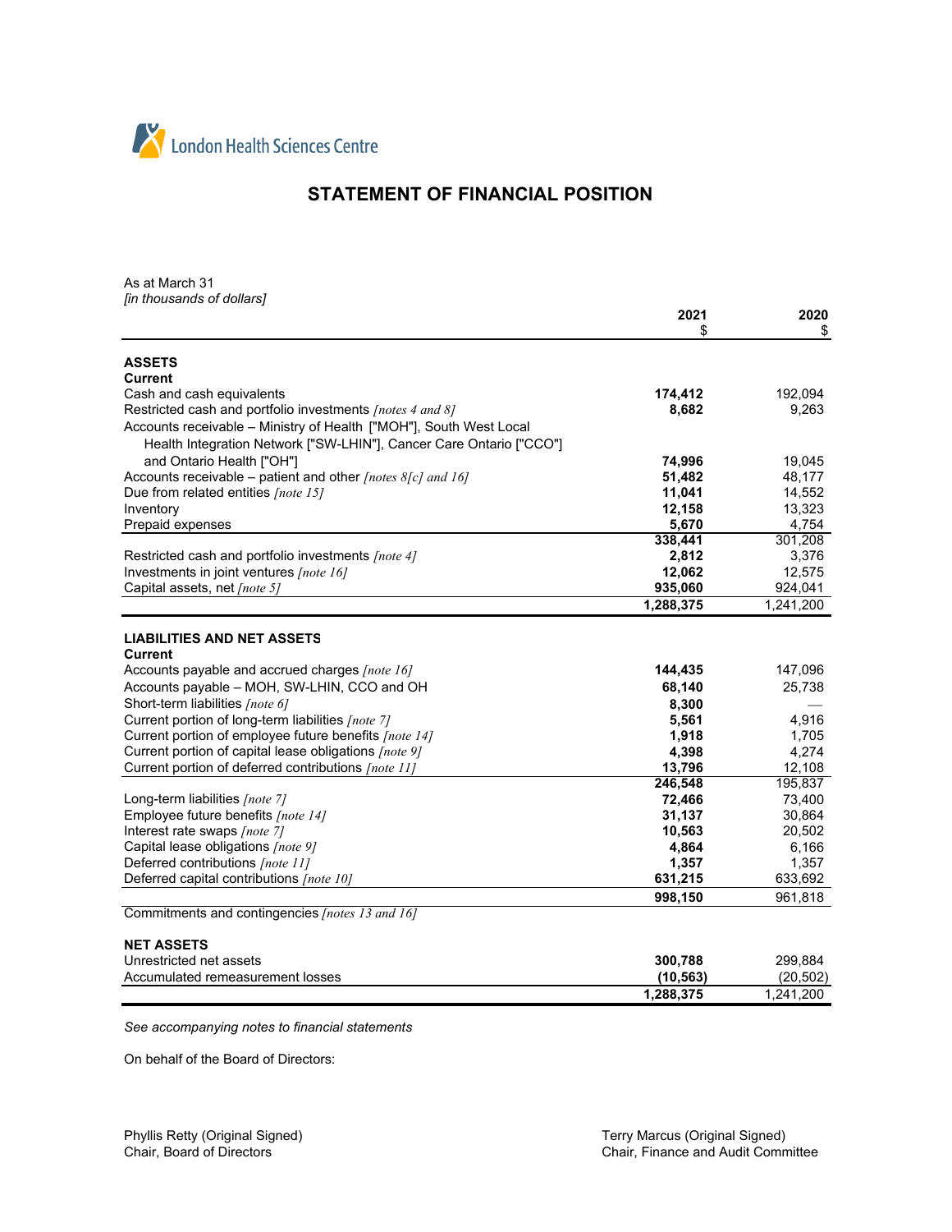London Health Sciences Centre

# STATEMENT OF FINANCIAL POSITION

As at March 31
*[in thousands of dollars]*

| | 2021<br>$ | 2020<br>$ |
|---|---|---|
| **ASSETS** | | |
| **Current** | | |
| Cash and cash equivalents | **174,412** | 192,094 |
| Restricted cash and portfolio investments *[notes 4 and 8]* | **8,682** | 9,263 |
| Accounts receivable – Ministry of Health ["MOH"], South West Local Health Integration Network ["SW-LHIN"], Cancer Care Ontario ["CCO"] and Ontario Health ["OH"] | **74,996** | 19,045 |
| Accounts receivable – patient and other *[notes 8[c] and 16]* | **51,482** | 48,177 |
| Due from related entities *[note 15]* | **11,041** | 14,552 |
| Inventory | **12,158** | 13,323 |
| Prepaid expenses | **5,670** | 4,754 |
| | **338,441** | 301,208 |
| Restricted cash and portfolio investments *[note 4]* | **2,812** | 3,376 |
| Investments in joint ventures *[note 16]* | **12,062** | 12,575 |
| Capital assets, net *[note 5]* | **935,060** | 924,041 |
| | **1,288,375** | 1,241,200 |
| **LIABILITIES AND NET ASSETS** | | |
| **Current** | | |
| Accounts payable and accrued charges *[note 16]* | **144,435** | 147,096 |
| Accounts payable – MOH, SW-LHIN, CCO and OH | **68,140** | 25,738 |
| Short-term liabilities *[note 6]* | **8,300** | — |
| Current portion of long-term liabilities *[note 7]* | **5,561** | 4,916 |
| Current portion of employee future benefits *[note 14]* | **1,918** | 1,705 |
| Current portion of capital lease obligations *[note 9]* | **4,398** | 4,274 |
| Current portion of deferred contributions *[note 11]* | **13,796** | 12,108 |
| | **246,548** | 195,837 |
| Long-term liabilities *[note 7]* | **72,466** | 73,400 |
| Employee future benefits *[note 14]* | **31,137** | 30,864 |
| Interest rate swaps *[note 7]* | **10,563** | 20,502 |
| Capital lease obligations *[note 9]* | **4,864** | 6,166 |
| Deferred contributions *[note 11]* | **1,357** | 1,357 |
| Deferred capital contributions *[note 10]* | **631,215** | 633,692 |
| | **998,150** | 961,818 |
| Commitments and contingencies *[notes 13 and 16]* | | |
| **NET ASSETS** | | |
| Unrestricted net assets | **300,788** | 299,884 |
| Accumulated remeasurement losses | **(10,563)** | (20,502) |
| | **1,288,375** | 1,241,200 |

*See accompanying notes to financial statements*

On behalf of the Board of Directors:

Phyllis Retty (Original Signed)
Chair, Board of Directors

Terry Marcus (Original Signed)
Chair, Finance and Audit Committee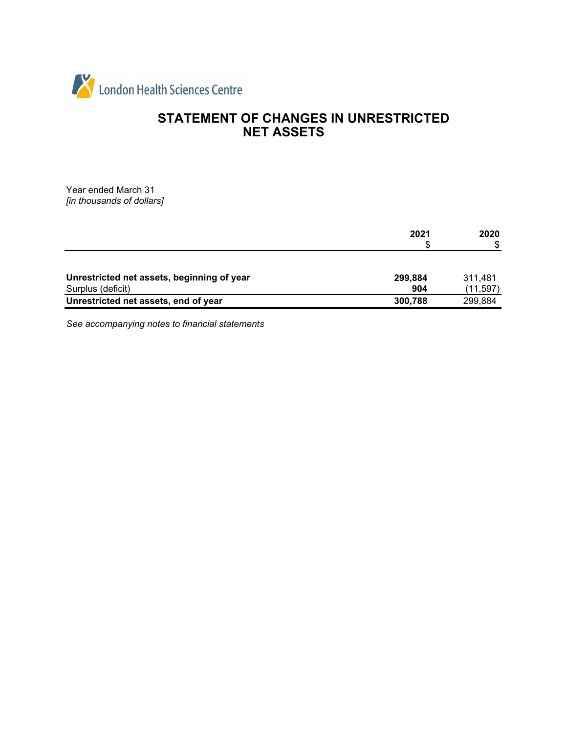London Health Sciences Centre

# STATEMENT OF CHANGES IN UNRESTRICTED NET ASSETS

Year ended March 31
*[in thousands of dollars]*

| | 2021<br>$ | 2020<br>$ |
|---|---|---|
| **Unrestricted net assets, beginning of year** | **299,884** | 311,481 |
| Surplus (deficit) | **904** | (11,597) |
| **Unrestricted net assets, end of year** | **300,788** | 299,884 |

*See accompanying notes to financial statements*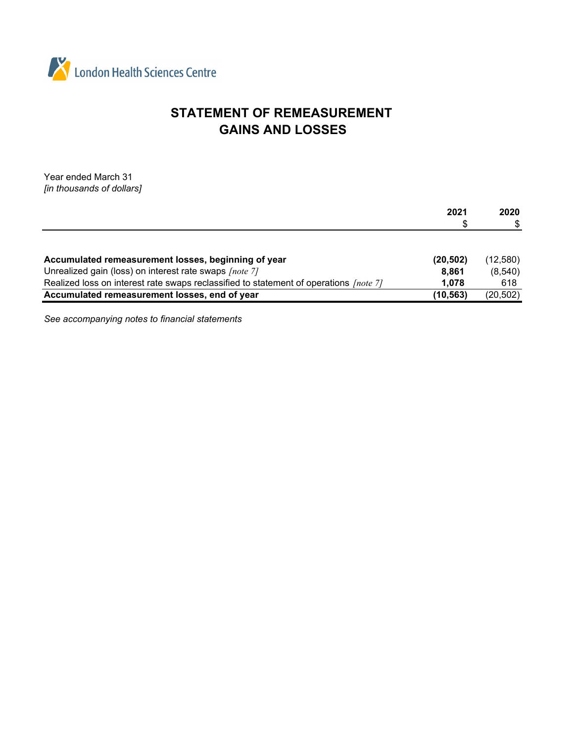London Health Sciences Centre

# STATEMENT OF REMEASUREMENT GAINS AND LOSSES

Year ended March 31
*[in thousands of dollars]*

| | 2021<br>$ | 2020<br>$ |
|---|---|---|
| **Accumulated remeasurement losses, beginning of year** | **(20,502)** | (12,580) |
| Unrealized gain (loss) on interest rate swaps *[note 7]* | **8,861** | (8,540) |
| Realized loss on interest rate swaps reclassified to statement of operations *[note 7]* | **1,078** | 618 |
| **Accumulated remeasurement losses, end of year** | **(10,563)** | (20,502) |

*See accompanying notes to financial statements*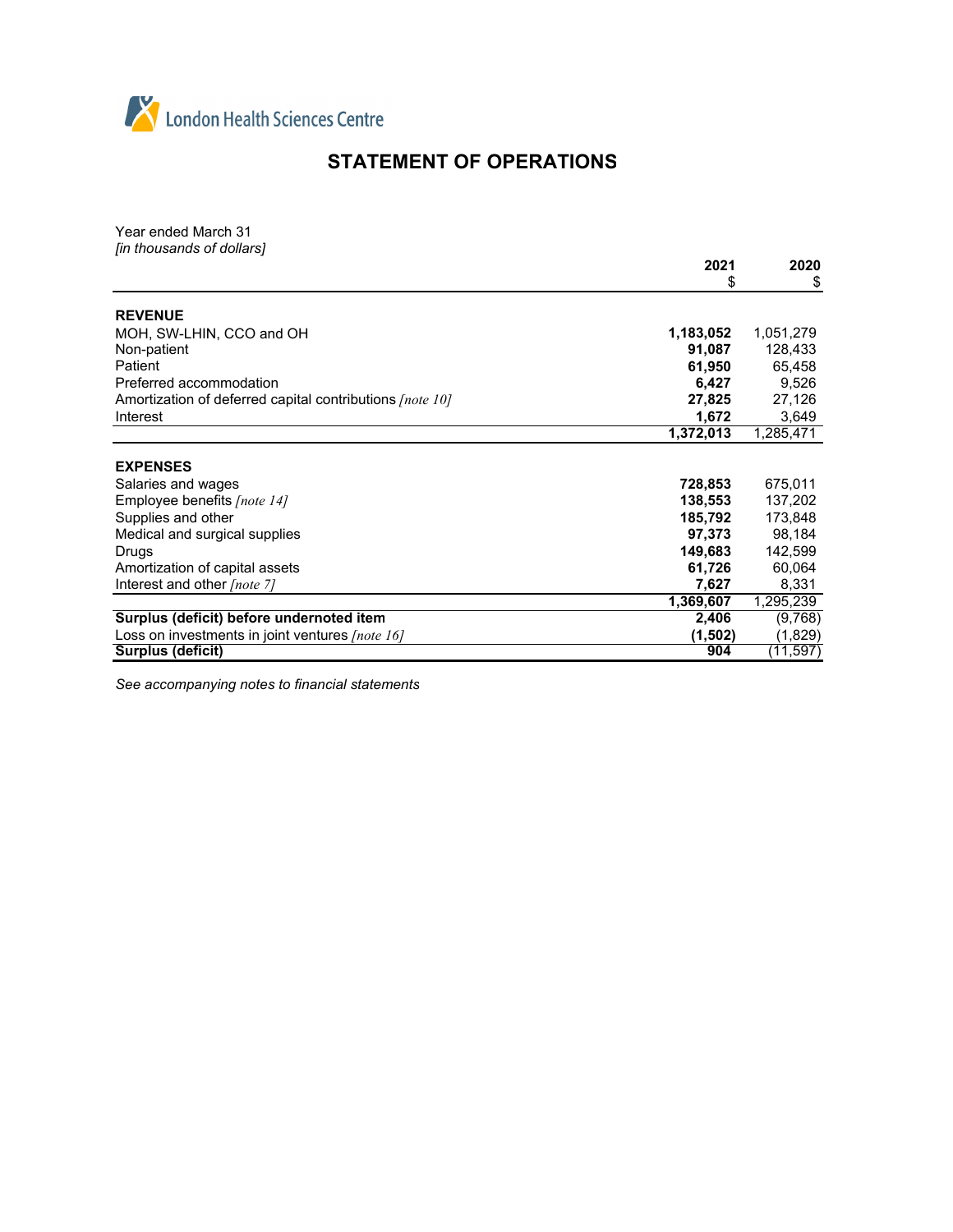London Health Sciences Centre

# STATEMENT OF OPERATIONS

Year ended March 31
*[in thousands of dollars]*

| | **2021** $ | **2020** $ |
|---|---|---|
| **REVENUE** | | |
| MOH, SW-LHIN, CCO and OH | **1,183,052** | 1,051,279 |
| Non-patient | **91,087** | 128,433 |
| Patient | **61,950** | 65,458 |
| Preferred accommodation | **6,427** | 9,526 |
| Amortization of deferred capital contributions *[note 10]* | **27,825** | 27,126 |
| Interest | **1,672** | 3,649 |
| | **1,372,013** | 1,285,471 |
| **EXPENSES** | | |
| Salaries and wages | **728,853** | 675,011 |
| Employee benefits *[note 14]* | **138,553** | 137,202 |
| Supplies and other | **185,792** | 173,848 |
| Medical and surgical supplies | **97,373** | 98,184 |
| Drugs | **149,683** | 142,599 |
| Amortization of capital assets | **61,726** | 60,064 |
| Interest and other *[note 7]* | **7,627** | 8,331 |
| | **1,369,607** | 1,295,239 |
| **Surplus (deficit) before undernoted item** | **2,406** | (9,768) |
| Loss on investments in joint ventures *[note 16]* | **(1,502)** | (1,829) |
| **Surplus (deficit)** | **904** | (11,597) |

*See accompanying notes to financial statements*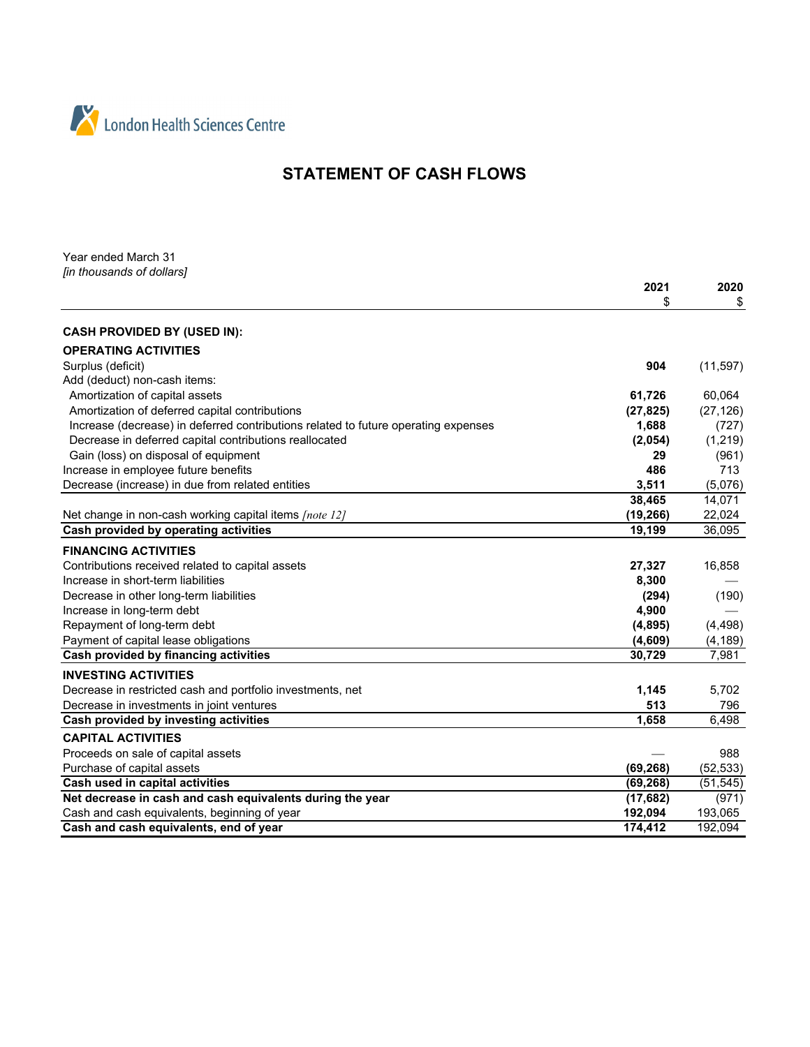London Health Sciences Centre

# STATEMENT OF CASH FLOWS

Year ended March 31
*[in thousands of dollars]*

| | 2021<br>$ | 2020<br>$ |
|---|---|---|
| **CASH PROVIDED BY (USED IN):** | | |
| **OPERATING ACTIVITIES** | | |
| Surplus (deficit) | **904** | (11,597) |
| Add (deduct) non-cash items: | | |
| Amortization of capital assets | **61,726** | 60,064 |
| Amortization of deferred capital contributions | **(27,825)** | (27,126) |
| Increase (decrease) in deferred contributions related to future operating expenses | **1,688** | (727) |
| Decrease in deferred capital contributions reallocated | **(2,054)** | (1,219) |
| Gain (loss) on disposal of equipment | **29** | (961) |
| Increase in employee future benefits | **486** | 713 |
| Decrease (increase) in due from related entities | **3,511** | (5,076) |
| | **38,465** | 14,071 |
| Net change in non-cash working capital items *[note 12]* | **(19,266)** | 22,024 |
| **Cash provided by operating activities** | **19,199** | 36,095 |
| **FINANCING ACTIVITIES** | | |
| Contributions received related to capital assets | **27,327** | 16,858 |
| Increase in short-term liabilities | **8,300** | — |
| Decrease in other long-term liabilities | **(294)** | (190) |
| Increase in long-term debt | **4,900** | — |
| Repayment of long-term debt | **(4,895)** | (4,498) |
| Payment of capital lease obligations | **(4,609)** | (4,189) |
| **Cash provided by financing activities** | **30,729** | 7,981 |
| **INVESTING ACTIVITIES** | | |
| Decrease in restricted cash and portfolio investments, net | **1,145** | 5,702 |
| Decrease in investments in joint ventures | **513** | 796 |
| **Cash provided by investing activities** | **1,658** | 6,498 |
| **CAPITAL ACTIVITIES** | | |
| Proceeds on sale of capital assets | — | 988 |
| Purchase of capital assets | **(69,268)** | (52,533) |
| **Cash used in capital activities** | **(69,268)** | (51,545) |
| **Net decrease in cash and cash equivalents during the year** | **(17,682)** | (971) |
| Cash and cash equivalents, beginning of year | **192,094** | 193,065 |
| **Cash and cash equivalents, end of year** | **174,412** | 192,094 |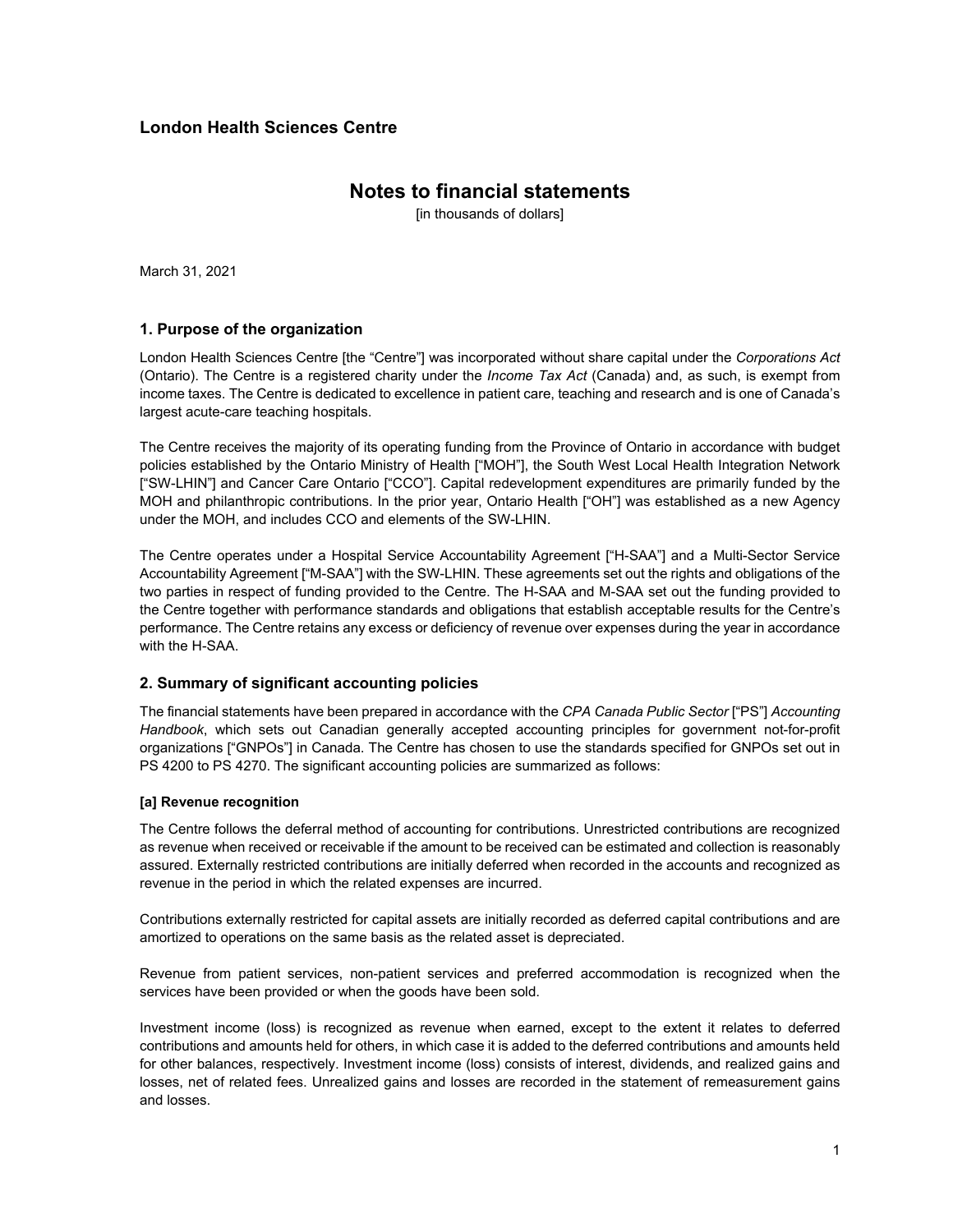# London Health Sciences Centre

## Notes to financial statements

[in thousands of dollars]

March 31, 2021

### 1. Purpose of the organization

London Health Sciences Centre [the "Centre"] was incorporated without share capital under the *Corporations Act* (Ontario). The Centre is a registered charity under the *Income Tax Act* (Canada) and, as such, is exempt from income taxes. The Centre is dedicated to excellence in patient care, teaching and research and is one of Canada's largest acute-care teaching hospitals.

The Centre receives the majority of its operating funding from the Province of Ontario in accordance with budget policies established by the Ontario Ministry of Health ["MOH"], the South West Local Health Integration Network ["SW-LHIN"] and Cancer Care Ontario ["CCO"]. Capital redevelopment expenditures are primarily funded by the MOH and philanthropic contributions. In the prior year, Ontario Health ["OH"] was established as a new Agency under the MOH, and includes CCO and elements of the SW-LHIN.

The Centre operates under a Hospital Service Accountability Agreement ["H-SAA"] and a Multi-Sector Service Accountability Agreement ["M-SAA"] with the SW-LHIN. These agreements set out the rights and obligations of the two parties in respect of funding provided to the Centre. The H-SAA and M-SAA set out the funding provided to the Centre together with performance standards and obligations that establish acceptable results for the Centre's performance. The Centre retains any excess or deficiency of revenue over expenses during the year in accordance with the H-SAA.

### 2. Summary of significant accounting policies

The financial statements have been prepared in accordance with the *CPA Canada Public Sector* ["PS"] *Accounting Handbook*, which sets out Canadian generally accepted accounting principles for government not-for-profit organizations ["GNPOs"] in Canada. The Centre has chosen to use the standards specified for GNPOs set out in PS 4200 to PS 4270. The significant accounting policies are summarized as follows:

**[a] Revenue recognition**

The Centre follows the deferral method of accounting for contributions. Unrestricted contributions are recognized as revenue when received or receivable if the amount to be received can be estimated and collection is reasonably assured. Externally restricted contributions are initially deferred when recorded in the accounts and recognized as revenue in the period in which the related expenses are incurred.

Contributions externally restricted for capital assets are initially recorded as deferred capital contributions and are amortized to operations on the same basis as the related asset is depreciated.

Revenue from patient services, non-patient services and preferred accommodation is recognized when the services have been provided or when the goods have been sold.

Investment income (loss) is recognized as revenue when earned, except to the extent it relates to deferred contributions and amounts held for others, in which case it is added to the deferred contributions and amounts held for other balances, respectively. Investment income (loss) consists of interest, dividends, and realized gains and losses, net of related fees. Unrealized gains and losses are recorded in the statement of remeasurement gains and losses.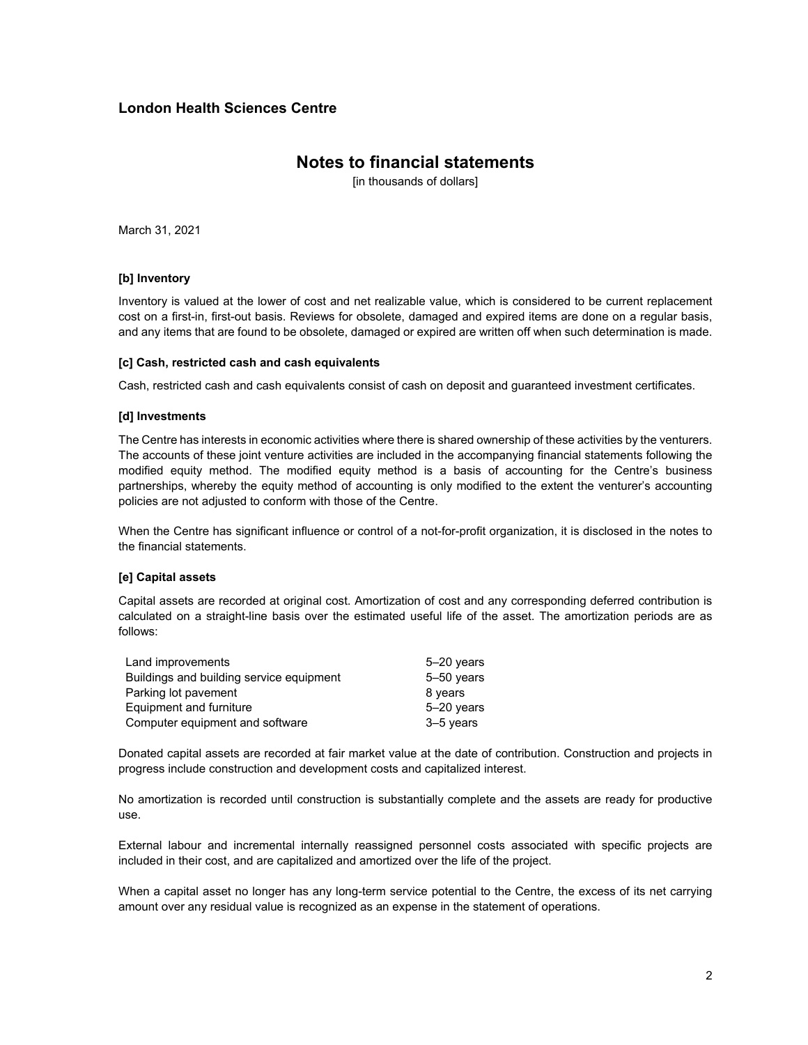**London Health Sciences Centre**

# Notes to financial statements

[in thousands of dollars]

March 31, 2021

**[b] Inventory**

Inventory is valued at the lower of cost and net realizable value, which is considered to be current replacement cost on a first-in, first-out basis. Reviews for obsolete, damaged and expired items are done on a regular basis, and any items that are found to be obsolete, damaged or expired are written off when such determination is made.

**[c] Cash, restricted cash and cash equivalents**

Cash, restricted cash and cash equivalents consist of cash on deposit and guaranteed investment certificates.

**[d] Investments**

The Centre has interests in economic activities where there is shared ownership of these activities by the venturers. The accounts of these joint venture activities are included in the accompanying financial statements following the modified equity method. The modified equity method is a basis of accounting for the Centre's business partnerships, whereby the equity method of accounting is only modified to the extent the venturer's accounting policies are not adjusted to conform with those of the Centre.

When the Centre has significant influence or control of a not-for-profit organization, it is disclosed in the notes to the financial statements.

**[e] Capital assets**

Capital assets are recorded at original cost. Amortization of cost and any corresponding deferred contribution is calculated on a straight-line basis over the estimated useful life of the asset. The amortization periods are as follows:

| | |
|---|---|
| Land improvements | 5–20 years |
| Buildings and building service equipment | 5–50 years |
| Parking lot pavement | 8 years |
| Equipment and furniture | 5–20 years |
| Computer equipment and software | 3–5 years |

Donated capital assets are recorded at fair market value at the date of contribution. Construction and projects in progress include construction and development costs and capitalized interest.

No amortization is recorded until construction is substantially complete and the assets are ready for productive use.

External labour and incremental internally reassigned personnel costs associated with specific projects are included in their cost, and are capitalized and amortized over the life of the project.

When a capital asset no longer has any long-term service potential to the Centre, the excess of its net carrying amount over any residual value is recognized as an expense in the statement of operations.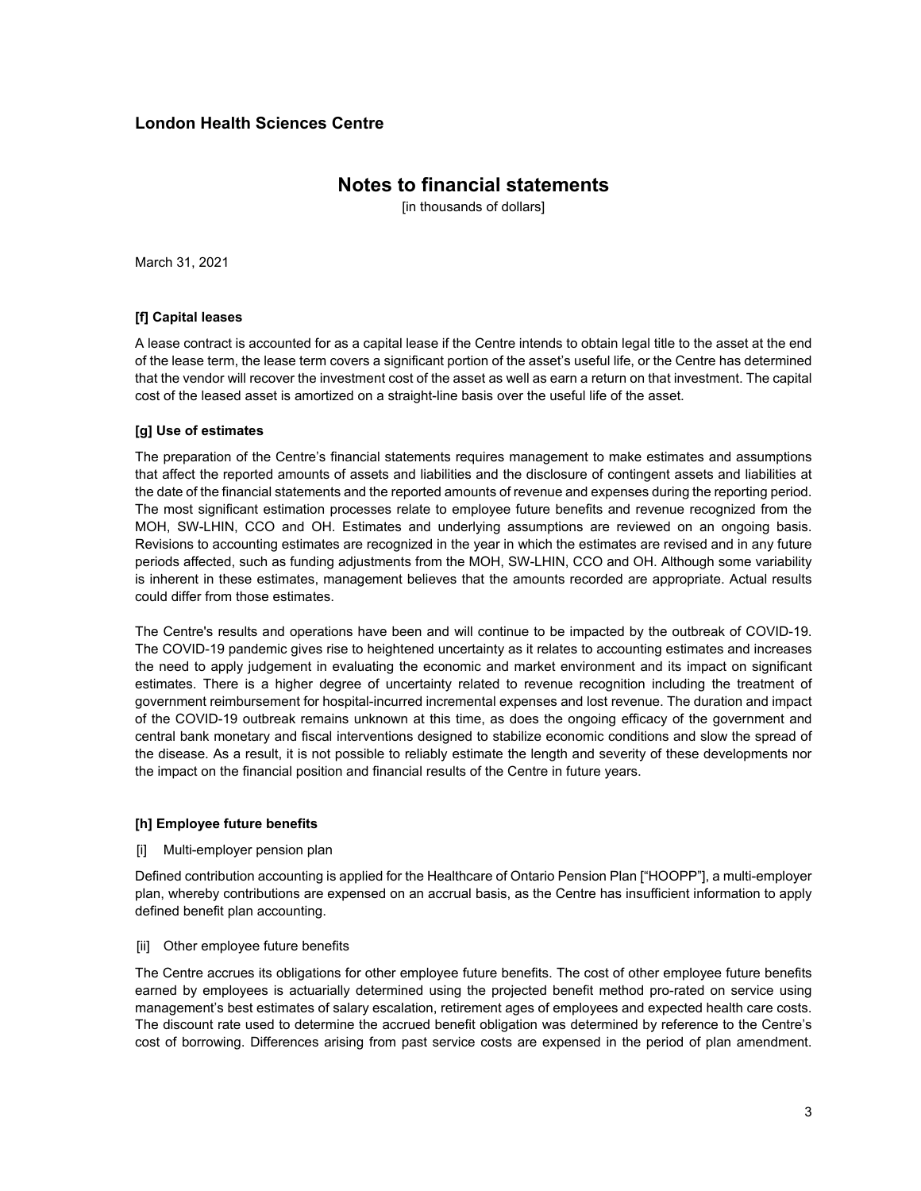**[f] Capital leases**

A lease contract is accounted for as a capital lease if the Centre intends to obtain legal title to the asset at the end of the lease term, the lease term covers a significant portion of the asset's useful life, or the Centre has determined that the vendor will recover the investment cost of the asset as well as earn a return on that investment. The capital cost of the leased asset is amortized on a straight-line basis over the useful life of the asset.

**[g] Use of estimates**

The preparation of the Centre's financial statements requires management to make estimates and assumptions that affect the reported amounts of assets and liabilities and the disclosure of contingent assets and liabilities at the date of the financial statements and the reported amounts of revenue and expenses during the reporting period. The most significant estimation processes relate to employee future benefits and revenue recognized from the MOH, SW-LHIN, CCO and OH. Estimates and underlying assumptions are reviewed on an ongoing basis. Revisions to accounting estimates are recognized in the year in which the estimates are revised and in any future periods affected, such as funding adjustments from the MOH, SW-LHIN, CCO and OH. Although some variability is inherent in these estimates, management believes that the amounts recorded are appropriate. Actual results could differ from those estimates.

The Centre's results and operations have been and will continue to be impacted by the outbreak of COVID-19. The COVID-19 pandemic gives rise to heightened uncertainty as it relates to accounting estimates and increases the need to apply judgement in evaluating the economic and market environment and its impact on significant estimates. There is a higher degree of uncertainty related to revenue recognition including the treatment of government reimbursement for hospital-incurred incremental expenses and lost revenue. The duration and impact of the COVID-19 outbreak remains unknown at this time, as does the ongoing efficacy of the government and central bank monetary and fiscal interventions designed to stabilize economic conditions and slow the spread of the disease. As a result, it is not possible to reliably estimate the length and severity of these developments nor the impact on the financial position and financial results of the Centre in future years.

**[h] Employee future benefits**

[i] Multi-employer pension plan

Defined contribution accounting is applied for the Healthcare of Ontario Pension Plan ["HOOPP"], a multi-employer plan, whereby contributions are expensed on an accrual basis, as the Centre has insufficient information to apply defined benefit plan accounting.

[ii] Other employee future benefits

The Centre accrues its obligations for other employee future benefits. The cost of other employee future benefits earned by employees is actuarially determined using the projected benefit method pro-rated on service using management's best estimates of salary escalation, retirement ages of employees and expected health care costs. The discount rate used to determine the accrued benefit obligation was determined by reference to the Centre's cost of borrowing. Differences arising from past service costs are expensed in the period of plan amendment.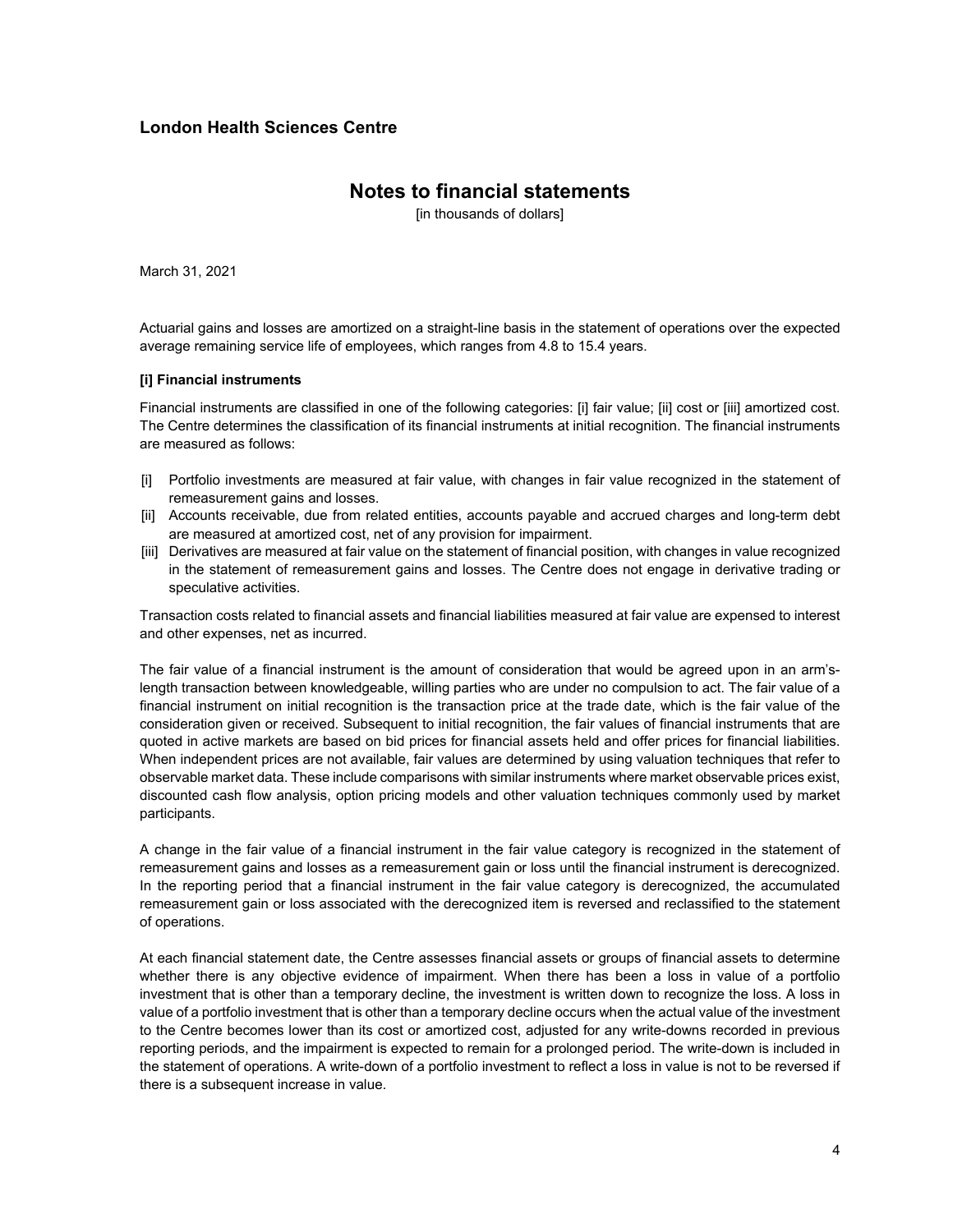Actuarial gains and losses are amortized on a straight-line basis in the statement of operations over the expected average remaining service life of employees, which ranges from 4.8 to 15.4 years.

**[i] Financial instruments**

Financial instruments are classified in one of the following categories: [i] fair value; [ii] cost or [iii] amortized cost. The Centre determines the classification of its financial instruments at initial recognition. The financial instruments are measured as follows:

- [i] Portfolio investments are measured at fair value, with changes in fair value recognized in the statement of remeasurement gains and losses.
- [ii] Accounts receivable, due from related entities, accounts payable and accrued charges and long-term debt are measured at amortized cost, net of any provision for impairment.
- [iii] Derivatives are measured at fair value on the statement of financial position, with changes in value recognized in the statement of remeasurement gains and losses. The Centre does not engage in derivative trading or speculative activities.

Transaction costs related to financial assets and financial liabilities measured at fair value are expensed to interest and other expenses, net as incurred.

The fair value of a financial instrument is the amount of consideration that would be agreed upon in an arm's-length transaction between knowledgeable, willing parties who are under no compulsion to act. The fair value of a financial instrument on initial recognition is the transaction price at the trade date, which is the fair value of the consideration given or received. Subsequent to initial recognition, the fair values of financial instruments that are quoted in active markets are based on bid prices for financial assets held and offer prices for financial liabilities. When independent prices are not available, fair values are determined by using valuation techniques that refer to observable market data. These include comparisons with similar instruments where market observable prices exist, discounted cash flow analysis, option pricing models and other valuation techniques commonly used by market participants.

A change in the fair value of a financial instrument in the fair value category is recognized in the statement of remeasurement gains and losses as a remeasurement gain or loss until the financial instrument is derecognized. In the reporting period that a financial instrument in the fair value category is derecognized, the accumulated remeasurement gain or loss associated with the derecognized item is reversed and reclassified to the statement of operations.

At each financial statement date, the Centre assesses financial assets or groups of financial assets to determine whether there is any objective evidence of impairment. When there has been a loss in value of a portfolio investment that is other than a temporary decline, the investment is written down to recognize the loss. A loss in value of a portfolio investment that is other than a temporary decline occurs when the actual value of the investment to the Centre becomes lower than its cost or amortized cost, adjusted for any write-downs recorded in previous reporting periods, and the impairment is expected to remain for a prolonged period. The write-down is included in the statement of operations. A write-down of a portfolio investment to reflect a loss in value is not to be reversed if there is a subsequent increase in value.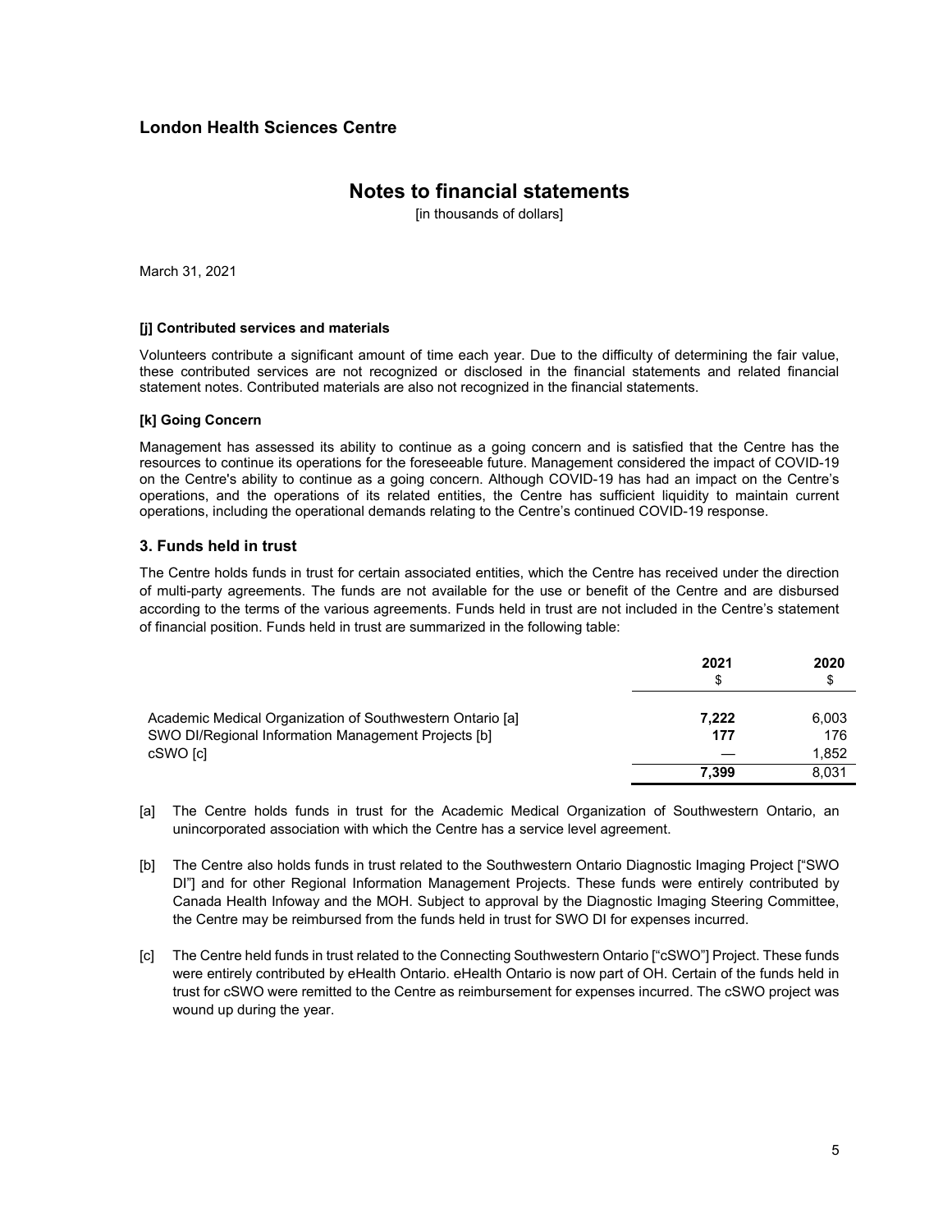# London Health Sciences Centre

## Notes to financial statements

[in thousands of dollars]

March 31, 2021

**[j] Contributed services and materials**

Volunteers contribute a significant amount of time each year. Due to the difficulty of determining the fair value, these contributed services are not recognized or disclosed in the financial statements and related financial statement notes. Contributed materials are also not recognized in the financial statements.

**[k] Going Concern**

Management has assessed its ability to continue as a going concern and is satisfied that the Centre has the resources to continue its operations for the foreseeable future. Management considered the impact of COVID-19 on the Centre's ability to continue as a going concern. Although COVID-19 has had an impact on the Centre's operations, and the operations of its related entities, the Centre has sufficient liquidity to maintain current operations, including the operational demands relating to the Centre's continued COVID-19 response.

### 3. Funds held in trust

The Centre holds funds in trust for certain associated entities, which the Centre has received under the direction of multi-party agreements. The funds are not available for the use or benefit of the Centre and are disbursed according to the terms of the various agreements. Funds held in trust are not included in the Centre's statement of financial position. Funds held in trust are summarized in the following table:

| | 2021<br>$ | 2020<br>$ |
|---|---|---|
| Academic Medical Organization of Southwestern Ontario [a] | **7,222** | 6,003 |
| SWO DI/Regional Information Management Projects [b] | **177** | 176 |
| cSWO [c] | **—** | 1,852 |
| | **7,399** | 8,031 |

[a] The Centre holds funds in trust for the Academic Medical Organization of Southwestern Ontario, an unincorporated association with which the Centre has a service level agreement.

[b] The Centre also holds funds in trust related to the Southwestern Ontario Diagnostic Imaging Project ["SWO DI"] and for other Regional Information Management Projects. These funds were entirely contributed by Canada Health Infoway and the MOH. Subject to approval by the Diagnostic Imaging Steering Committee, the Centre may be reimbursed from the funds held in trust for SWO DI for expenses incurred.

[c] The Centre held funds in trust related to the Connecting Southwestern Ontario ["cSWO"] Project. These funds were entirely contributed by eHealth Ontario. eHealth Ontario is now part of OH. Certain of the funds held in trust for cSWO were remitted to the Centre as reimbursement for expenses incurred. The cSWO project was wound up during the year.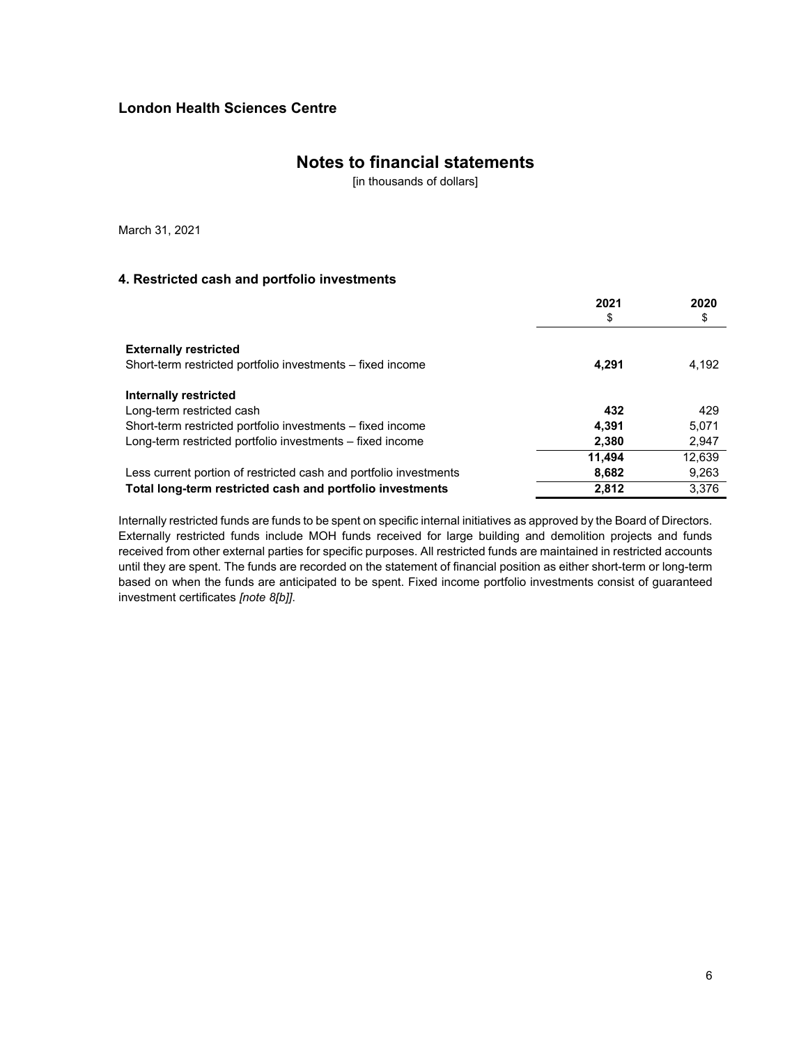**London Health Sciences Centre**

# Notes to financial statements

[in thousands of dollars]

March 31, 2021

## 4. Restricted cash and portfolio investments

| | 2021<br>$ | 2020<br>$ |
|---|---|---|
| **Externally restricted** | | |
| Short-term restricted portfolio investments – fixed income | **4,291** | 4,192 |
| **Internally restricted** | | |
| Long-term restricted cash | **432** | 429 |
| Short-term restricted portfolio investments – fixed income | **4,391** | 5,071 |
| Long-term restricted portfolio investments – fixed income | **2,380** | 2,947 |
| | **11,494** | 12,639 |
| Less current portion of restricted cash and portfolio investments | **8,682** | 9,263 |
| **Total long-term restricted cash and portfolio investments** | **2,812** | 3,376 |

Internally restricted funds are funds to be spent on specific internal initiatives as approved by the Board of Directors. Externally restricted funds include MOH funds received for large building and demolition projects and funds received from other external parties for specific purposes. All restricted funds are maintained in restricted accounts until they are spent. The funds are recorded on the statement of financial position as either short-term or long-term based on when the funds are anticipated to be spent. Fixed income portfolio investments consist of guaranteed investment certificates *[note 8[b]]*.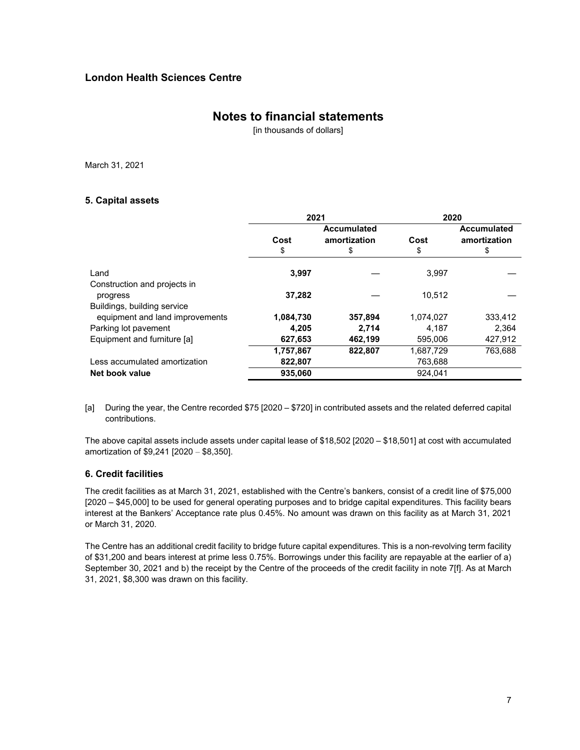## London Health Sciences Centre

# Notes to financial statements

[in thousands of dollars]

March 31, 2021

### 5. Capital assets

| | 2021 | | 2020 | |
|---|---|---|---|---|
| | Cost<br>$ | Accumulated amortization<br>$ | Cost<br>$ | Accumulated amortization<br>$ |
| Land | **3,997** | — | 3,997 | — |
| Construction and projects in progress | **37,282** | — | 10,512 | — |
| Buildings, building service equipment and land improvements | **1,084,730** | **357,894** | 1,074,027 | 333,412 |
| Parking lot pavement | **4,205** | **2,714** | 4,187 | 2,364 |
| Equipment and furniture [a] | **627,653** | **462,199** | 595,006 | 427,912 |
| | **1,757,867** | **822,807** | 1,687,729 | 763,688 |
| Less accumulated amortization | **822,807** | | 763,688 | |
| **Net book value** | **935,060** | | 924,041 | |

[a] During the year, the Centre recorded $75 [2020 – $720] in contributed assets and the related deferred capital contributions.

The above capital assets include assets under capital lease of $18,502 [2020 – $18,501] at cost with accumulated amortization of $9,241 [2020 – $8,350].

### 6. Credit facilities

The credit facilities as at March 31, 2021, established with the Centre's bankers, consist of a credit line of $75,000 [2020 – $45,000] to be used for general operating purposes and to bridge capital expenditures. This facility bears interest at the Bankers' Acceptance rate plus 0.45%. No amount was drawn on this facility as at March 31, 2021 or March 31, 2020.

The Centre has an additional credit facility to bridge future capital expenditures. This is a non-revolving term facility of $31,200 and bears interest at prime less 0.75%. Borrowings under this facility are repayable at the earlier of a) September 30, 2021 and b) the receipt by the Centre of the proceeds of the credit facility in note 7[f]. As at March 31, 2021, $8,300 was drawn on this facility.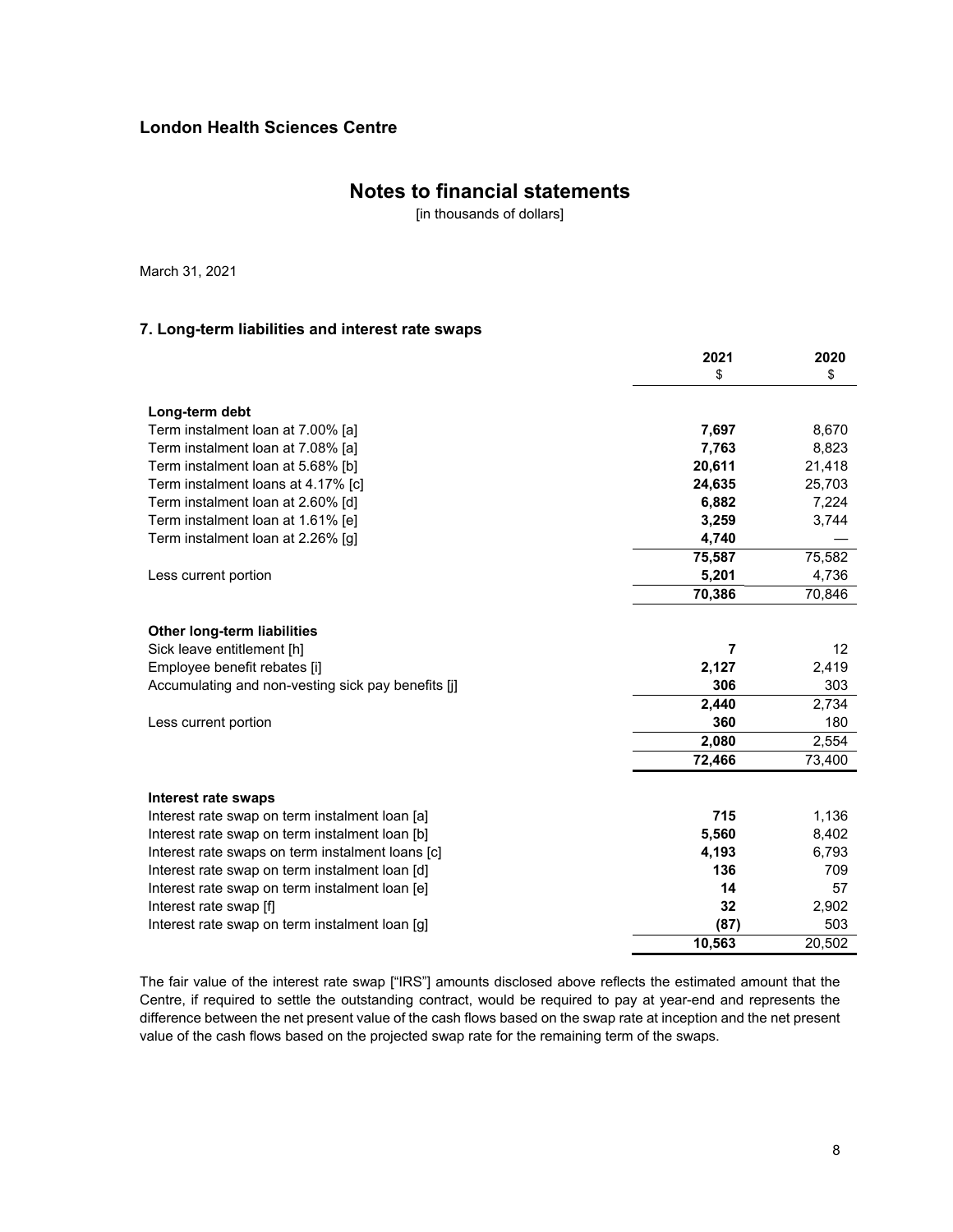## London Health Sciences Centre

# Notes to financial statements

[in thousands of dollars]

March 31, 2021

### 7. Long-term liabilities and interest rate swaps

| | 2021<br>$ | 2020<br>$ |
|---|---|---|
| **Long-term debt** | | |
| Term instalment loan at 7.00% [a] | **7,697** | 8,670 |
| Term instalment loan at 7.08% [a] | **7,763** | 8,823 |
| Term instalment loan at 5.68% [b] | **20,611** | 21,418 |
| Term instalment loans at 4.17% [c] | **24,635** | 25,703 |
| Term instalment loan at 2.60% [d] | **6,882** | 7,224 |
| Term instalment loan at 1.61% [e] | **3,259** | 3,744 |
| Term instalment loan at 2.26% [g] | **4,740** | — |
| | **75,587** | 75,582 |
| Less current portion | **5,201** | 4,736 |
| | **70,386** | 70,846 |
| | | |
| **Other long-term liabilities** | | |
| Sick leave entitlement [h] | **7** | 12 |
| Employee benefit rebates [i] | **2,127** | 2,419 |
| Accumulating and non-vesting sick pay benefits [j] | **306** | 303 |
| | **2,440** | 2,734 |
| Less current portion | **360** | 180 |
| | **2,080** | 2,554 |
| | **72,466** | 73,400 |
| | | |
| **Interest rate swaps** | | |
| Interest rate swap on term instalment loan [a] | **715** | 1,136 |
| Interest rate swap on term instalment loan [b] | **5,560** | 8,402 |
| Interest rate swaps on term instalment loans [c] | **4,193** | 6,793 |
| Interest rate swap on term instalment loan [d] | **136** | 709 |
| Interest rate swap on term instalment loan [e] | **14** | 57 |
| Interest rate swap [f] | **32** | 2,902 |
| Interest rate swap on term instalment loan [g] | **(87)** | 503 |
| | **10,563** | 20,502 |

The fair value of the interest rate swap ["IRS"] amounts disclosed above reflects the estimated amount that the Centre, if required to settle the outstanding contract, would be required to pay at year-end and represents the difference between the net present value of the cash flows based on the swap rate at inception and the net present value of the cash flows based on the projected swap rate for the remaining term of the swaps.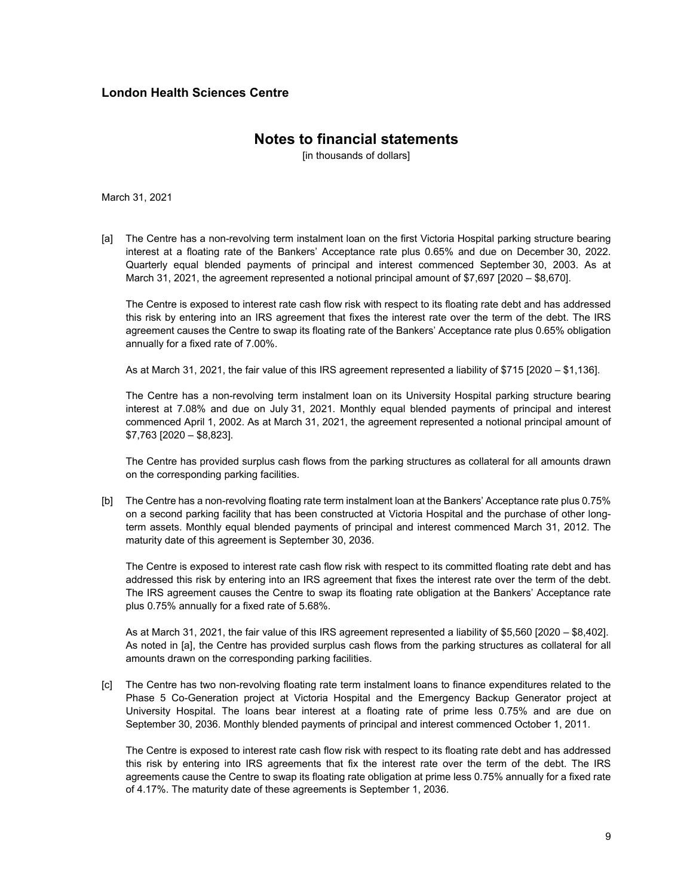# London Health Sciences Centre

## Notes to financial statements

[in thousands of dollars]

March 31, 2021

[a] The Centre has a non-revolving term instalment loan on the first Victoria Hospital parking structure bearing interest at a floating rate of the Bankers' Acceptance rate plus 0.65% and due on December 30, 2022. Quarterly equal blended payments of principal and interest commenced September 30, 2003. As at March 31, 2021, the agreement represented a notional principal amount of $7,697 [2020 – $8,670].

The Centre is exposed to interest rate cash flow risk with respect to its floating rate debt and has addressed this risk by entering into an IRS agreement that fixes the interest rate over the term of the debt. The IRS agreement causes the Centre to swap its floating rate of the Bankers' Acceptance rate plus 0.65% obligation annually for a fixed rate of 7.00%.

As at March 31, 2021, the fair value of this IRS agreement represented a liability of $715 [2020 – $1,136].

The Centre has a non-revolving term instalment loan on its University Hospital parking structure bearing interest at 7.08% and due on July 31, 2021. Monthly equal blended payments of principal and interest commenced April 1, 2002. As at March 31, 2021, the agreement represented a notional principal amount of $7,763 [2020 – $8,823].

The Centre has provided surplus cash flows from the parking structures as collateral for all amounts drawn on the corresponding parking facilities.

[b] The Centre has a non-revolving floating rate term instalment loan at the Bankers' Acceptance rate plus 0.75% on a second parking facility that has been constructed at Victoria Hospital and the purchase of other long-term assets. Monthly equal blended payments of principal and interest commenced March 31, 2012. The maturity date of this agreement is September 30, 2036.

The Centre is exposed to interest rate cash flow risk with respect to its committed floating rate debt and has addressed this risk by entering into an IRS agreement that fixes the interest rate over the term of the debt. The IRS agreement causes the Centre to swap its floating rate obligation at the Bankers' Acceptance rate plus 0.75% annually for a fixed rate of 5.68%.

As at March 31, 2021, the fair value of this IRS agreement represented a liability of $5,560 [2020 – $8,402]. As noted in [a], the Centre has provided surplus cash flows from the parking structures as collateral for all amounts drawn on the corresponding parking facilities.

[c] The Centre has two non-revolving floating rate term instalment loans to finance expenditures related to the Phase 5 Co-Generation project at Victoria Hospital and the Emergency Backup Generator project at University Hospital. The loans bear interest at a floating rate of prime less 0.75% and are due on September 30, 2036. Monthly blended payments of principal and interest commenced October 1, 2011.

The Centre is exposed to interest rate cash flow risk with respect to its floating rate debt and has addressed this risk by entering into IRS agreements that fix the interest rate over the term of the debt. The IRS agreements cause the Centre to swap its floating rate obligation at prime less 0.75% annually for a fixed rate of 4.17%. The maturity date of these agreements is September 1, 2036.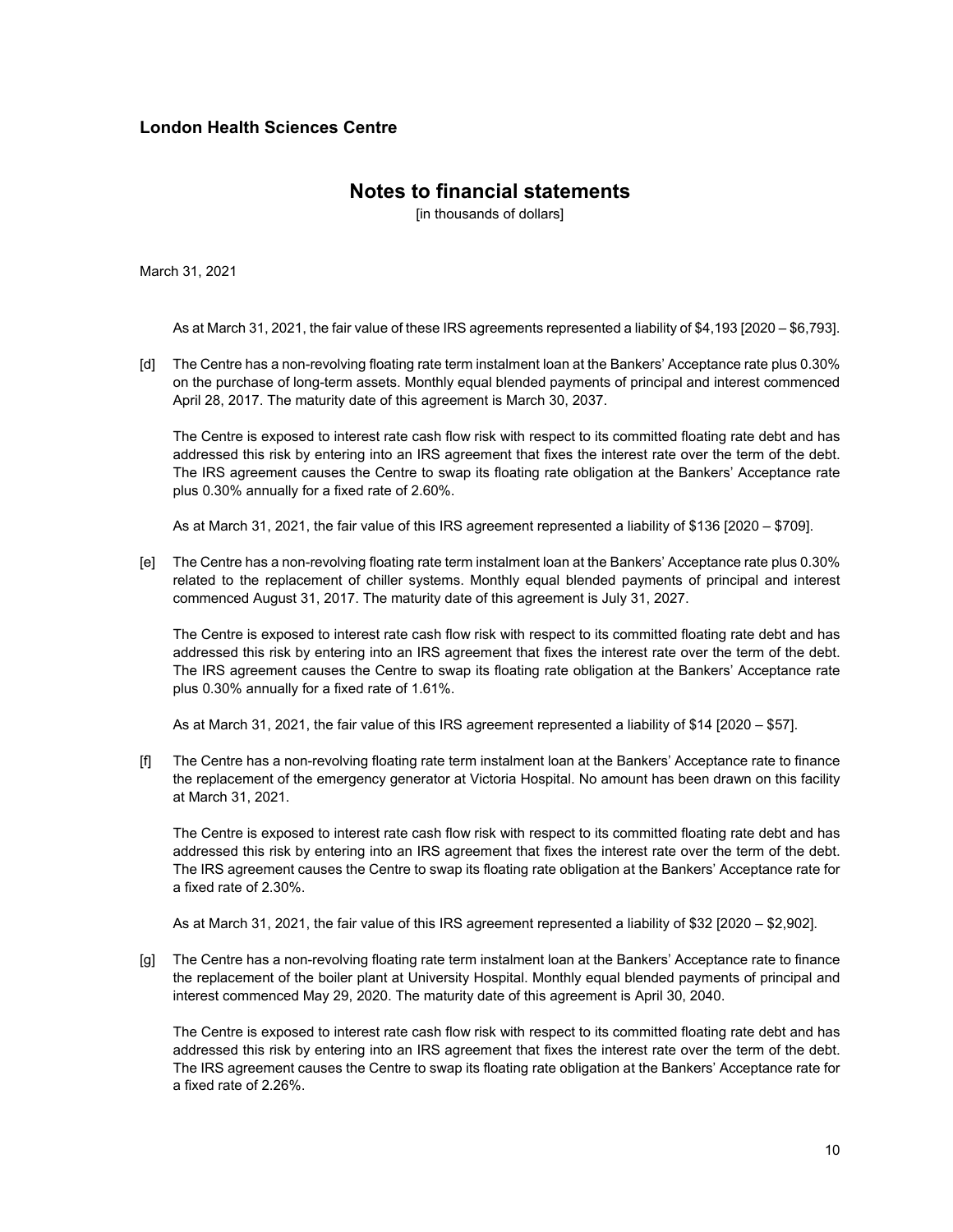# London Health Sciences Centre

## Notes to financial statements

[in thousands of dollars]

March 31, 2021

As at March 31, 2021, the fair value of these IRS agreements represented a liability of $4,193 [2020 – $6,793].

[d] The Centre has a non-revolving floating rate term instalment loan at the Bankers' Acceptance rate plus 0.30% on the purchase of long-term assets. Monthly equal blended payments of principal and interest commenced April 28, 2017. The maturity date of this agreement is March 30, 2037.

The Centre is exposed to interest rate cash flow risk with respect to its committed floating rate debt and has addressed this risk by entering into an IRS agreement that fixes the interest rate over the term of the debt. The IRS agreement causes the Centre to swap its floating rate obligation at the Bankers' Acceptance rate plus 0.30% annually for a fixed rate of 2.60%.

As at March 31, 2021, the fair value of this IRS agreement represented a liability of $136 [2020 – $709].

[e] The Centre has a non-revolving floating rate term instalment loan at the Bankers' Acceptance rate plus 0.30% related to the replacement of chiller systems. Monthly equal blended payments of principal and interest commenced August 31, 2017. The maturity date of this agreement is July 31, 2027.

The Centre is exposed to interest rate cash flow risk with respect to its committed floating rate debt and has addressed this risk by entering into an IRS agreement that fixes the interest rate over the term of the debt. The IRS agreement causes the Centre to swap its floating rate obligation at the Bankers' Acceptance rate plus 0.30% annually for a fixed rate of 1.61%.

As at March 31, 2021, the fair value of this IRS agreement represented a liability of $14 [2020 – $57].

[f] The Centre has a non-revolving floating rate term instalment loan at the Bankers' Acceptance rate to finance the replacement of the emergency generator at Victoria Hospital. No amount has been drawn on this facility at March 31, 2021.

The Centre is exposed to interest rate cash flow risk with respect to its committed floating rate debt and has addressed this risk by entering into an IRS agreement that fixes the interest rate over the term of the debt. The IRS agreement causes the Centre to swap its floating rate obligation at the Bankers' Acceptance rate for a fixed rate of 2.30%.

As at March 31, 2021, the fair value of this IRS agreement represented a liability of $32 [2020 – $2,902].

[g] The Centre has a non-revolving floating rate term instalment loan at the Bankers' Acceptance rate to finance the replacement of the boiler plant at University Hospital. Monthly equal blended payments of principal and interest commenced May 29, 2020. The maturity date of this agreement is April 30, 2040.

The Centre is exposed to interest rate cash flow risk with respect to its committed floating rate debt and has addressed this risk by entering into an IRS agreement that fixes the interest rate over the term of the debt. The IRS agreement causes the Centre to swap its floating rate obligation at the Bankers' Acceptance rate for a fixed rate of 2.26%.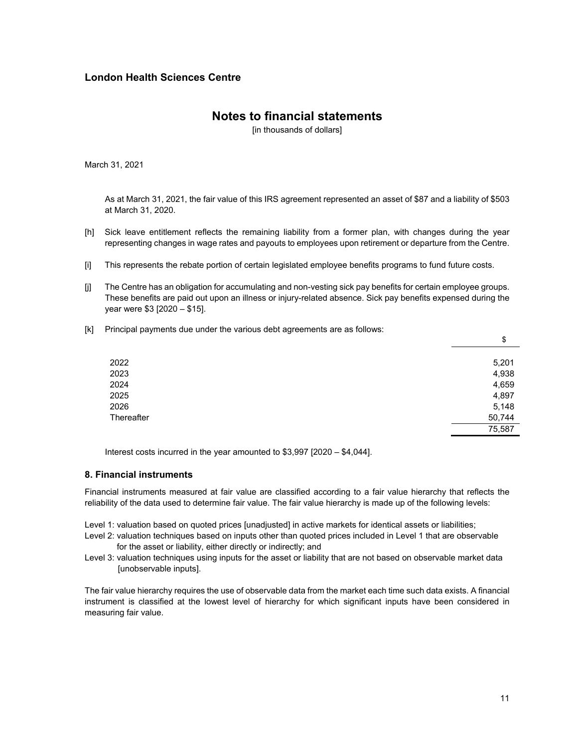London Health Sciences Centre

# Notes to financial statements

[in thousands of dollars]

March 31, 2021

As at March 31, 2021, the fair value of this IRS agreement represented an asset of $87 and a liability of $503 at March 31, 2020.

[h] Sick leave entitlement reflects the remaining liability from a former plan, with changes during the year representing changes in wage rates and payouts to employees upon retirement or departure from the Centre.

[i] This represents the rebate portion of certain legislated employee benefits programs to fund future costs.

[j] The Centre has an obligation for accumulating and non-vesting sick pay benefits for certain employee groups. These benefits are paid out upon an illness or injury-related absence. Sick pay benefits expensed during the year were $3 [2020 – $15].

[k] Principal payments due under the various debt agreements are as follows:

| | $ |
|---|---|
| 2022 | 5,201 |
| 2023 | 4,938 |
| 2024 | 4,659 |
| 2025 | 4,897 |
| 2026 | 5,148 |
| Thereafter | 50,744 |
| | 75,587 |

Interest costs incurred in the year amounted to $3,997 [2020 – $4,044].

## 8. Financial instruments

Financial instruments measured at fair value are classified according to a fair value hierarchy that reflects the reliability of the data used to determine fair value. The fair value hierarchy is made up of the following levels:

Level 1: valuation based on quoted prices [unadjusted] in active markets for identical assets or liabilities;
Level 2: valuation techniques based on inputs other than quoted prices included in Level 1 that are observable for the asset or liability, either directly or indirectly; and
Level 3: valuation techniques using inputs for the asset or liability that are not based on observable market data [unobservable inputs].

The fair value hierarchy requires the use of observable data from the market each time such data exists. A financial instrument is classified at the lowest level of hierarchy for which significant inputs have been considered in measuring fair value.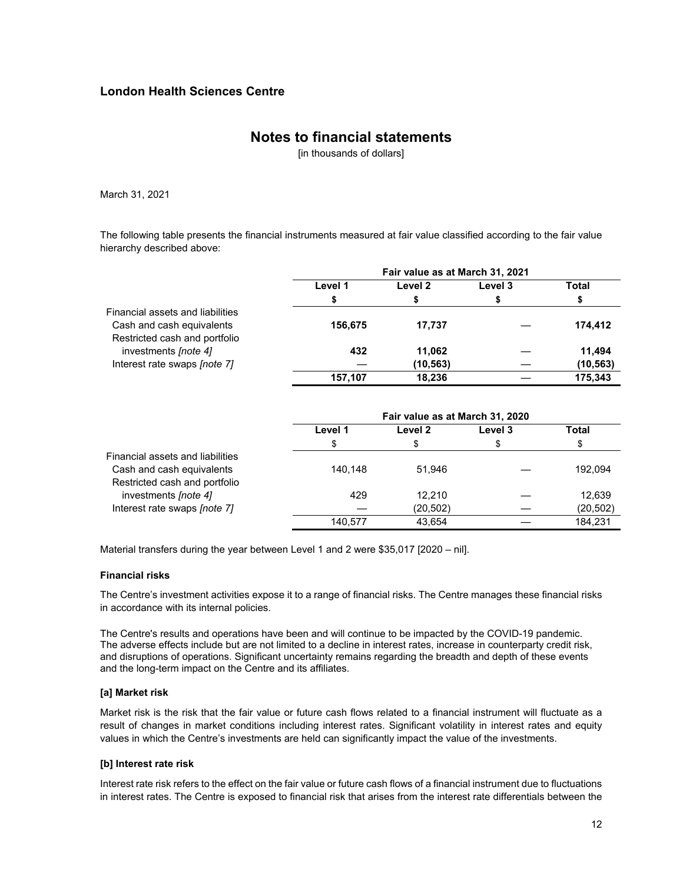The following table presents the financial instruments measured at fair value classified according to the fair value hierarchy described above:

| | Fair value as at March 31, 2021 | | | |
|---|---|---|---|---|
| | **Level 1** | **Level 2** | **Level 3** | **Total** |
| | **$** | **$** | **$** | **$** |
| Financial assets and liabilities | | | | |
| Cash and cash equivalents | **156,675** | **17,737** | **—** | **174,412** |
| Restricted cash and portfolio investments *[note 4]* | **432** | **11,062** | **—** | **11,494** |
| Interest rate swaps *[note 7]* | **—** | **(10,563)** | **—** | **(10,563)** |
| | **157,107** | **18,236** | **—** | **175,343** |

| | Fair value as at March 31, 2020 | | | |
|---|---|---|---|---|
| | **Level 1** | **Level 2** | **Level 3** | **Total** |
| | $ | $ | $ | $ |
| Financial assets and liabilities | | | | |
| Cash and cash equivalents | 140,148 | 51,946 | — | 192,094 |
| Restricted cash and portfolio investments *[note 4]* | 429 | 12,210 | — | 12,639 |
| Interest rate swaps *[note 7]* | — | (20,502) | — | (20,502) |
| | 140,577 | 43,654 | — | 184,231 |

Material transfers during the year between Level 1 and 2 were $35,017 [2020 – nil].

**Financial risks**

The Centre's investment activities expose it to a range of financial risks. The Centre manages these financial risks in accordance with its internal policies.

The Centre's results and operations have been and will continue to be impacted by the COVID-19 pandemic. The adverse effects include but are not limited to a decline in interest rates, increase in counterparty credit risk, and disruptions of operations. Significant uncertainty remains regarding the breadth and depth of these events and the long-term impact on the Centre and its affiliates.

**[a] Market risk**

Market risk is the risk that the fair value or future cash flows related to a financial instrument will fluctuate as a result of changes in market conditions including interest rates. Significant volatility in interest rates and equity values in which the Centre's investments are held can significantly impact the value of the investments.

**[b] Interest rate risk**

Interest rate risk refers to the effect on the fair value or future cash flows of a financial instrument due to fluctuations in interest rates. The Centre is exposed to financial risk that arises from the interest rate differentials between the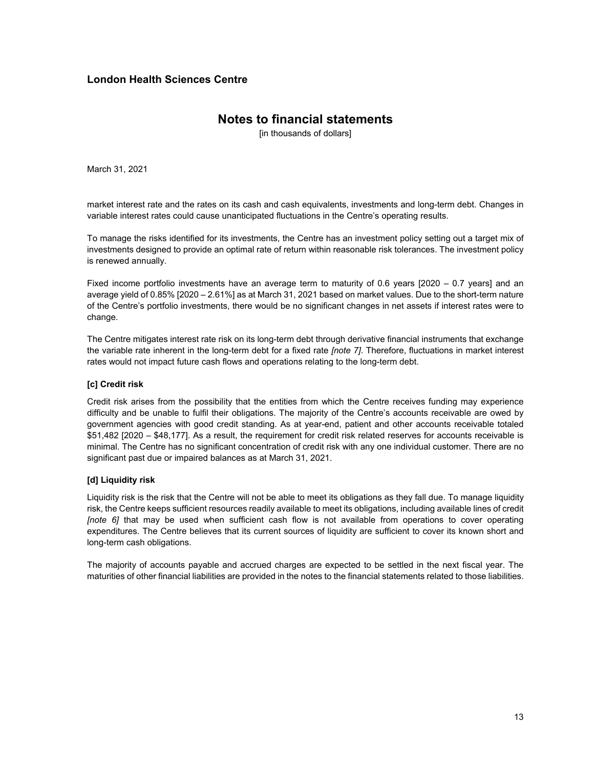market interest rate and the rates on its cash and cash equivalents, investments and long-term debt. Changes in variable interest rates could cause unanticipated fluctuations in the Centre's operating results.

To manage the risks identified for its investments, the Centre has an investment policy setting out a target mix of investments designed to provide an optimal rate of return within reasonable risk tolerances. The investment policy is renewed annually.

Fixed income portfolio investments have an average term to maturity of 0.6 years [2020 – 0.7 years] and an average yield of 0.85% [2020 – 2.61%] as at March 31, 2021 based on market values. Due to the short-term nature of the Centre's portfolio investments, there would be no significant changes in net assets if interest rates were to change.

The Centre mitigates interest rate risk on its long-term debt through derivative financial instruments that exchange the variable rate inherent in the long-term debt for a fixed rate *[note 7]*. Therefore, fluctuations in market interest rates would not impact future cash flows and operations relating to the long-term debt.

**[c] Credit risk**

Credit risk arises from the possibility that the entities from which the Centre receives funding may experience difficulty and be unable to fulfil their obligations. The majority of the Centre's accounts receivable are owed by government agencies with good credit standing. As at year-end, patient and other accounts receivable totaled $51,482 [2020 – $48,177]. As a result, the requirement for credit risk related reserves for accounts receivable is minimal. The Centre has no significant concentration of credit risk with any one individual customer. There are no significant past due or impaired balances as at March 31, 2021.

**[d] Liquidity risk**

Liquidity risk is the risk that the Centre will not be able to meet its obligations as they fall due. To manage liquidity risk, the Centre keeps sufficient resources readily available to meet its obligations, including available lines of credit *[note 6]* that may be used when sufficient cash flow is not available from operations to cover operating expenditures. The Centre believes that its current sources of liquidity are sufficient to cover its known short and long-term cash obligations.

The majority of accounts payable and accrued charges are expected to be settled in the next fiscal year. The maturities of other financial liabilities are provided in the notes to the financial statements related to those liabilities.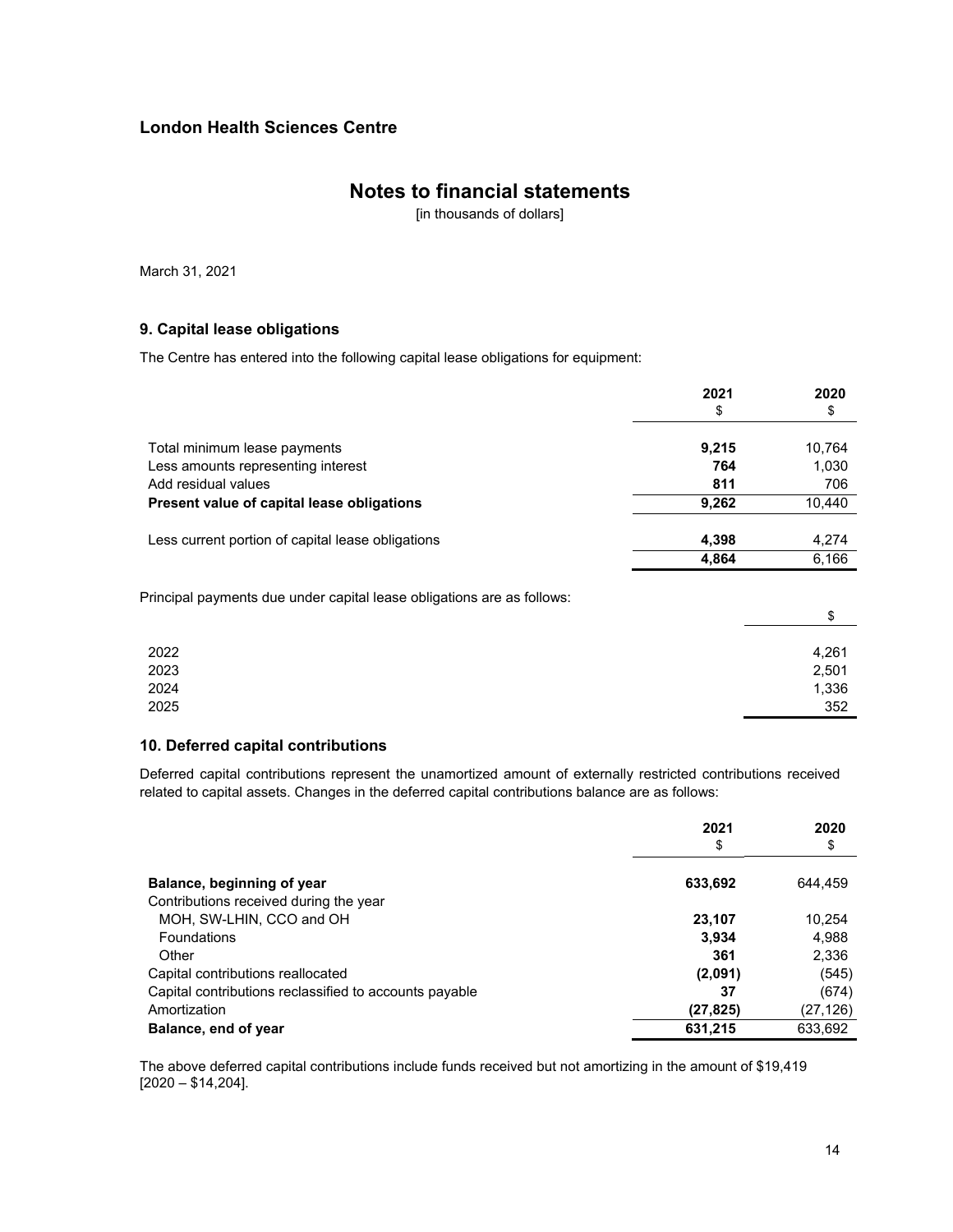## London Health Sciences Centre

# Notes to financial statements

[in thousands of dollars]

March 31, 2021

### 9. Capital lease obligations

The Centre has entered into the following capital lease obligations for equipment:

| | 2021<br>$ | 2020<br>$ |
|---|---|---|
| Total minimum lease payments | **9,215** | 10,764 |
| Less amounts representing interest | **764** | 1,030 |
| Add residual values | **811** | 706 |
| **Present value of capital lease obligations** | **9,262** | 10,440 |
| Less current portion of capital lease obligations | **4,398** | 4,274 |
| | **4,864** | 6,166 |

Principal payments due under capital lease obligations are as follows:

| | $ |
|---|---|
| 2022 | 4,261 |
| 2023 | 2,501 |
| 2024 | 1,336 |
| 2025 | 352 |

### 10. Deferred capital contributions

Deferred capital contributions represent the unamortized amount of externally restricted contributions received related to capital assets. Changes in the deferred capital contributions balance are as follows:

| | 2021<br>$ | 2020<br>$ |
|---|---|---|
| **Balance, beginning of year** | **633,692** | 644,459 |
| Contributions received during the year | | |
| MOH, SW-LHIN, CCO and OH | **23,107** | 10,254 |
| Foundations | **3,934** | 4,988 |
| Other | **361** | 2,336 |
| Capital contributions reallocated | **(2,091)** | (545) |
| Capital contributions reclassified to accounts payable | **37** | (674) |
| Amortization | **(27,825)** | (27,126) |
| **Balance, end of year** | **631,215** | 633,692 |

The above deferred capital contributions include funds received but not amortizing in the amount of $19,419 [2020 – $14,204].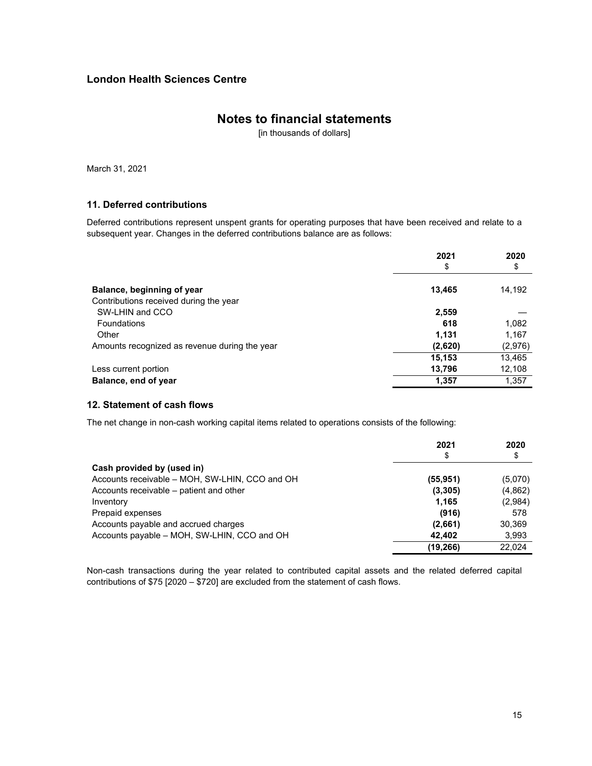**London Health Sciences Centre**

# Notes to financial statements

[in thousands of dollars]

March 31, 2021

## 11. Deferred contributions

Deferred contributions represent unspent grants for operating purposes that have been received and relate to a subsequent year. Changes in the deferred contributions balance are as follows:

| | 2021<br>$ | 2020<br>$ |
|---|---|---|
| **Balance, beginning of year** | **13,465** | 14,192 |
| Contributions received during the year | | |
| SW-LHIN and CCO | **2,559** | — |
| Foundations | **618** | 1,082 |
| Other | **1,131** | 1,167 |
| Amounts recognized as revenue during the year | **(2,620)** | (2,976) |
| | **15,153** | 13,465 |
| Less current portion | **13,796** | 12,108 |
| **Balance, end of year** | **1,357** | 1,357 |

## 12. Statement of cash flows

The net change in non-cash working capital items related to operations consists of the following:

| | 2021<br>$ | 2020<br>$ |
|---|---|---|
| **Cash provided by (used in)** | | |
| Accounts receivable – MOH, SW-LHIN, CCO and OH | **(55,951)** | (5,070) |
| Accounts receivable – patient and other | **(3,305)** | (4,862) |
| Inventory | **1,165** | (2,984) |
| Prepaid expenses | **(916)** | 578 |
| Accounts payable and accrued charges | **(2,661)** | 30,369 |
| Accounts payable – MOH, SW-LHIN, CCO and OH | **42,402** | 3,993 |
| | **(19,266)** | 22,024 |

Non-cash transactions during the year related to contributed capital assets and the related deferred capital contributions of $75 [2020 – $720] are excluded from the statement of cash flows.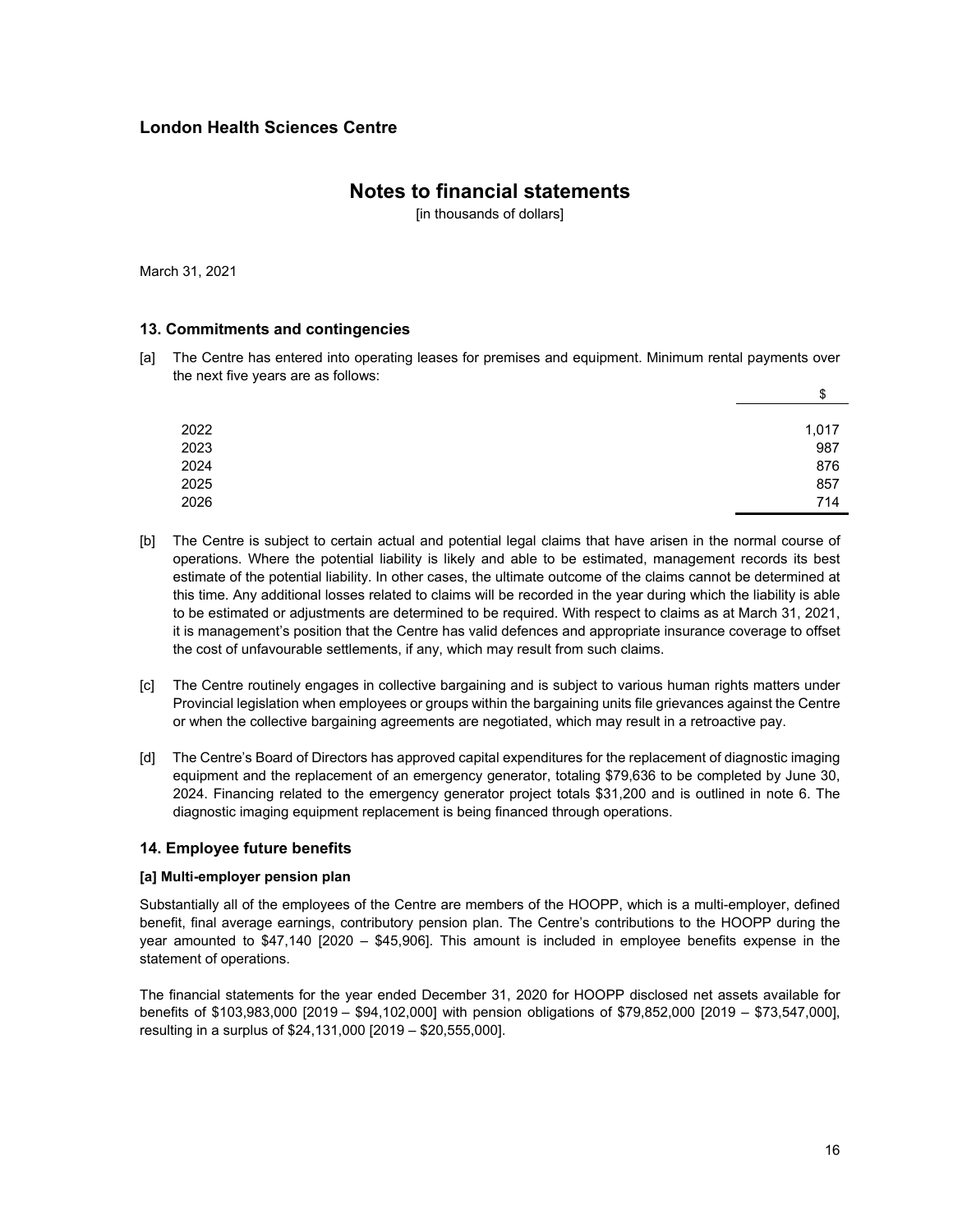London Health Sciences Centre

# Notes to financial statements

[in thousands of dollars]

March 31, 2021

## 13. Commitments and contingencies

[a] The Centre has entered into operating leases for premises and equipment. Minimum rental payments over the next five years are as follows:

| | $ |
|---|---|
| 2022 | 1,017 |
| 2023 | 987 |
| 2024 | 876 |
| 2025 | 857 |
| 2026 | 714 |

[b] The Centre is subject to certain actual and potential legal claims that have arisen in the normal course of operations. Where the potential liability is likely and able to be estimated, management records its best estimate of the potential liability. In other cases, the ultimate outcome of the claims cannot be determined at this time. Any additional losses related to claims will be recorded in the year during which the liability is able to be estimated or adjustments are determined to be required. With respect to claims as at March 31, 2021, it is management's position that the Centre has valid defences and appropriate insurance coverage to offset the cost of unfavourable settlements, if any, which may result from such claims.

[c] The Centre routinely engages in collective bargaining and is subject to various human rights matters under Provincial legislation when employees or groups within the bargaining units file grievances against the Centre or when the collective bargaining agreements are negotiated, which may result in a retroactive pay.

[d] The Centre's Board of Directors has approved capital expenditures for the replacement of diagnostic imaging equipment and the replacement of an emergency generator, totaling $79,636 to be completed by June 30, 2024. Financing related to the emergency generator project totals $31,200 and is outlined in note 6. The diagnostic imaging equipment replacement is being financed through operations.

## 14. Employee future benefits

### [a] Multi-employer pension plan

Substantially all of the employees of the Centre are members of the HOOPP, which is a multi-employer, defined benefit, final average earnings, contributory pension plan. The Centre's contributions to the HOOPP during the year amounted to $47,140 [2020 – $45,906]. This amount is included in employee benefits expense in the statement of operations.

The financial statements for the year ended December 31, 2020 for HOOPP disclosed net assets available for benefits of $103,983,000 [2019 – $94,102,000] with pension obligations of $79,852,000 [2019 – $73,547,000], resulting in a surplus of $24,131,000 [2019 – $20,555,000].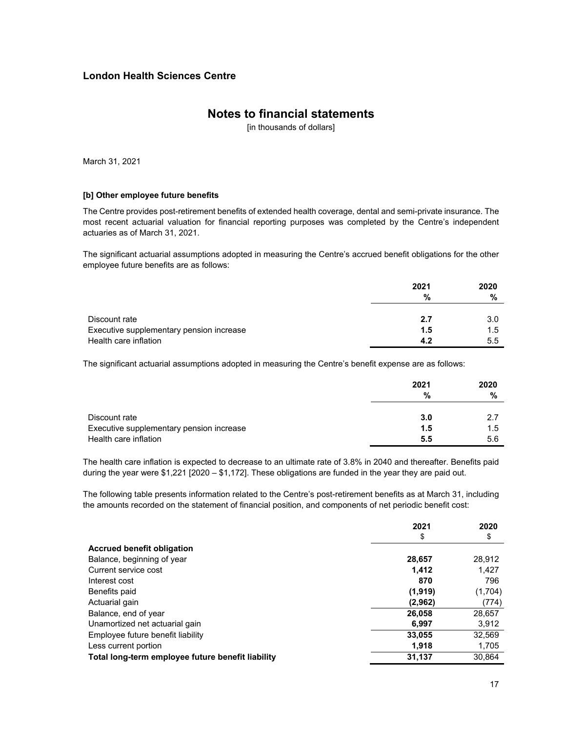**London Health Sciences Centre**

# Notes to financial statements

[in thousands of dollars]

March 31, 2021

**[b] Other employee future benefits**

The Centre provides post-retirement benefits of extended health coverage, dental and semi-private insurance. The most recent actuarial valuation for financial reporting purposes was completed by the Centre's independent actuaries as of March 31, 2021.

The significant actuarial assumptions adopted in measuring the Centre's accrued benefit obligations for the other employee future benefits are as follows:

| | 2021<br>% | 2020<br>% |
|---|---|---|
| Discount rate | **2.7** | 3.0 |
| Executive supplementary pension increase | **1.5** | 1.5 |
| Health care inflation | **4.2** | 5.5 |

The significant actuarial assumptions adopted in measuring the Centre's benefit expense are as follows:

| | 2021<br>% | 2020<br>% |
|---|---|---|
| Discount rate | **3.0** | 2.7 |
| Executive supplementary pension increase | **1.5** | 1.5 |
| Health care inflation | **5.5** | 5.6 |

The health care inflation is expected to decrease to an ultimate rate of 3.8% in 2040 and thereafter. Benefits paid during the year were $1,221 [2020 – $1,172]. These obligations are funded in the year they are paid out.

The following table presents information related to the Centre's post-retirement benefits as at March 31, including the amounts recorded on the statement of financial position, and components of net periodic benefit cost:

| | 2021<br>$ | 2020<br>$ |
|---|---|---|
| **Accrued benefit obligation** | | |
| Balance, beginning of year | **28,657** | 28,912 |
| Current service cost | **1,412** | 1,427 |
| Interest cost | **870** | 796 |
| Benefits paid | **(1,919)** | (1,704) |
| Actuarial gain | **(2,962)** | (774) |
| Balance, end of year | **26,058** | 28,657 |
| Unamortized net actuarial gain | **6,997** | 3,912 |
| Employee future benefit liability | **33,055** | 32,569 |
| Less current portion | **1,918** | 1,705 |
| **Total long-term employee future benefit liability** | **31,137** | 30,864 |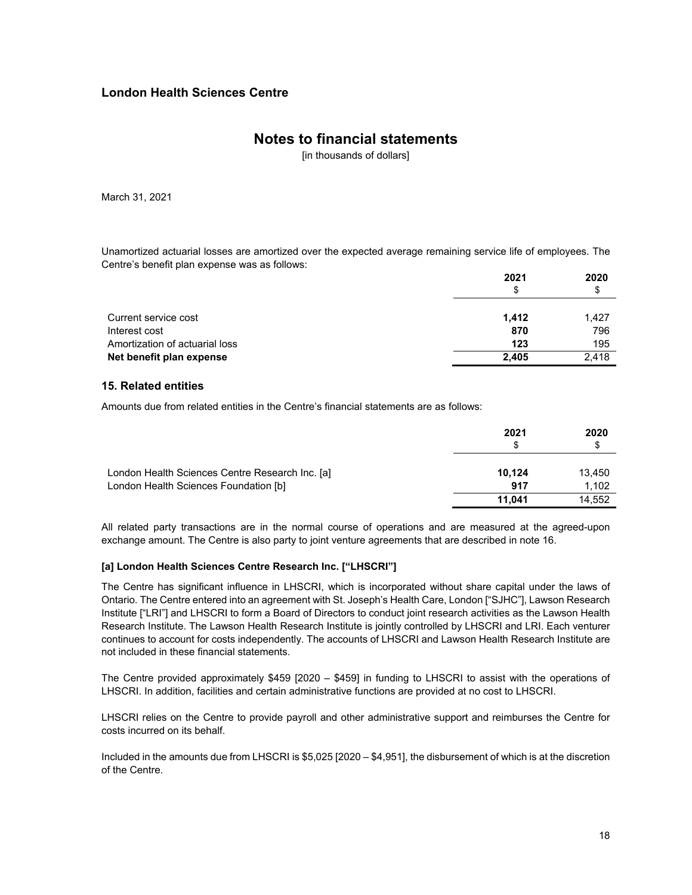Unamortized actuarial losses are amortized over the expected average remaining service life of employees. The Centre's benefit plan expense was as follows:

| | 2021<br>$ | 2020<br>$ |
|---|---|---|
| Current service cost | **1,412** | 1,427 |
| Interest cost | **870** | 796 |
| Amortization of actuarial loss | **123** | 195 |
| **Net benefit plan expense** | **2,405** | 2,418 |

## 15. Related entities

Amounts due from related entities in the Centre's financial statements are as follows:

| | 2021<br>$ | 2020<br>$ |
|---|---|---|
| London Health Sciences Centre Research Inc. [a] | **10,124** | 13,450 |
| London Health Sciences Foundation [b] | **917** | 1,102 |
| | **11,041** | 14,552 |

All related party transactions are in the normal course of operations and are measured at the agreed-upon exchange amount. The Centre is also party to joint venture agreements that are described in note 16.

### [a] London Health Sciences Centre Research Inc. ["LHSCRI"]

The Centre has significant influence in LHSCRI, which is incorporated without share capital under the laws of Ontario. The Centre entered into an agreement with St. Joseph's Health Care, London ["SJHC"], Lawson Research Institute ["LRI"] and LHSCRI to form a Board of Directors to conduct joint research activities as the Lawson Health Research Institute. The Lawson Health Research Institute is jointly controlled by LHSCRI and LRI. Each venturer continues to account for costs independently. The accounts of LHSCRI and Lawson Health Research Institute are not included in these financial statements.

The Centre provided approximately $459 [2020 – $459] in funding to LHSCRI to assist with the operations of LHSCRI. In addition, facilities and certain administrative functions are provided at no cost to LHSCRI.

LHSCRI relies on the Centre to provide payroll and other administrative support and reimburses the Centre for costs incurred on its behalf.

Included in the amounts due from LHSCRI is $5,025 [2020 – $4,951], the disbursement of which is at the discretion of the Centre.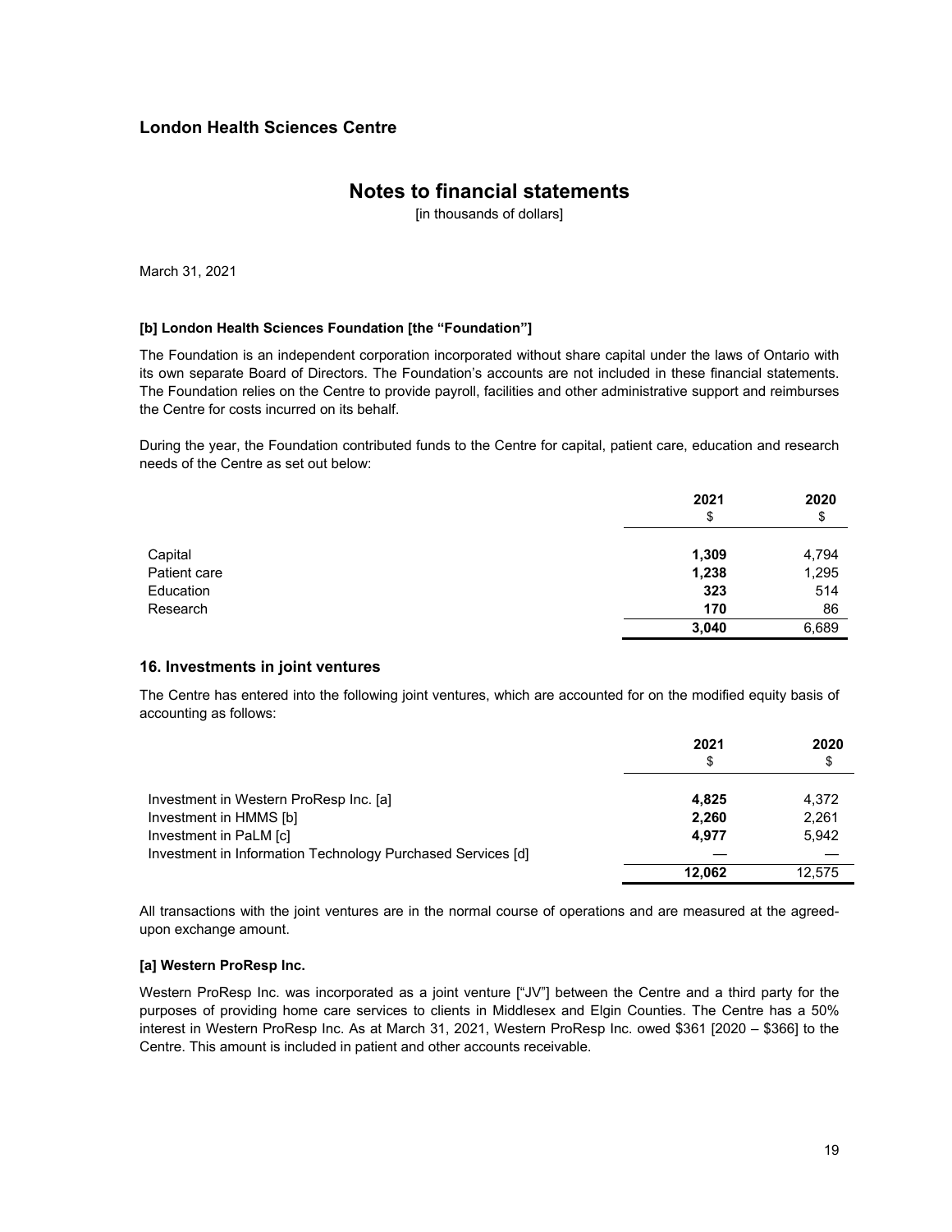**London Health Sciences Centre**

# Notes to financial statements

[in thousands of dollars]

March 31, 2021

**[b] London Health Sciences Foundation [the "Foundation"]**

The Foundation is an independent corporation incorporated without share capital under the laws of Ontario with its own separate Board of Directors. The Foundation's accounts are not included in these financial statements. The Foundation relies on the Centre to provide payroll, facilities and other administrative support and reimburses the Centre for costs incurred on its behalf.

During the year, the Foundation contributed funds to the Centre for capital, patient care, education and research needs of the Centre as set out below:

| | 2021<br>$ | 2020<br>$ |
|---|---|---|
| Capital | **1,309** | 4,794 |
| Patient care | **1,238** | 1,295 |
| Education | **323** | 514 |
| Research | **170** | 86 |
| | **3,040** | 6,689 |

## 16. Investments in joint ventures

The Centre has entered into the following joint ventures, which are accounted for on the modified equity basis of accounting as follows:

| | 2021<br>$ | 2020<br>$ |
|---|---|---|
| Investment in Western ProResp Inc. [a] | **4,825** | 4,372 |
| Investment in HMMS [b] | **2,260** | 2,261 |
| Investment in PaLM [c] | **4,977** | 5,942 |
| Investment in Information Technology Purchased Services [d] | **—** | — |
| | **12,062** | 12,575 |

All transactions with the joint ventures are in the normal course of operations and are measured at the agreed-upon exchange amount.

**[a] Western ProResp Inc.**

Western ProResp Inc. was incorporated as a joint venture ["JV"] between the Centre and a third party for the purposes of providing home care services to clients in Middlesex and Elgin Counties. The Centre has a 50% interest in Western ProResp Inc. As at March 31, 2021, Western ProResp Inc. owed $361 [2020 – $366] to the Centre. This amount is included in patient and other accounts receivable.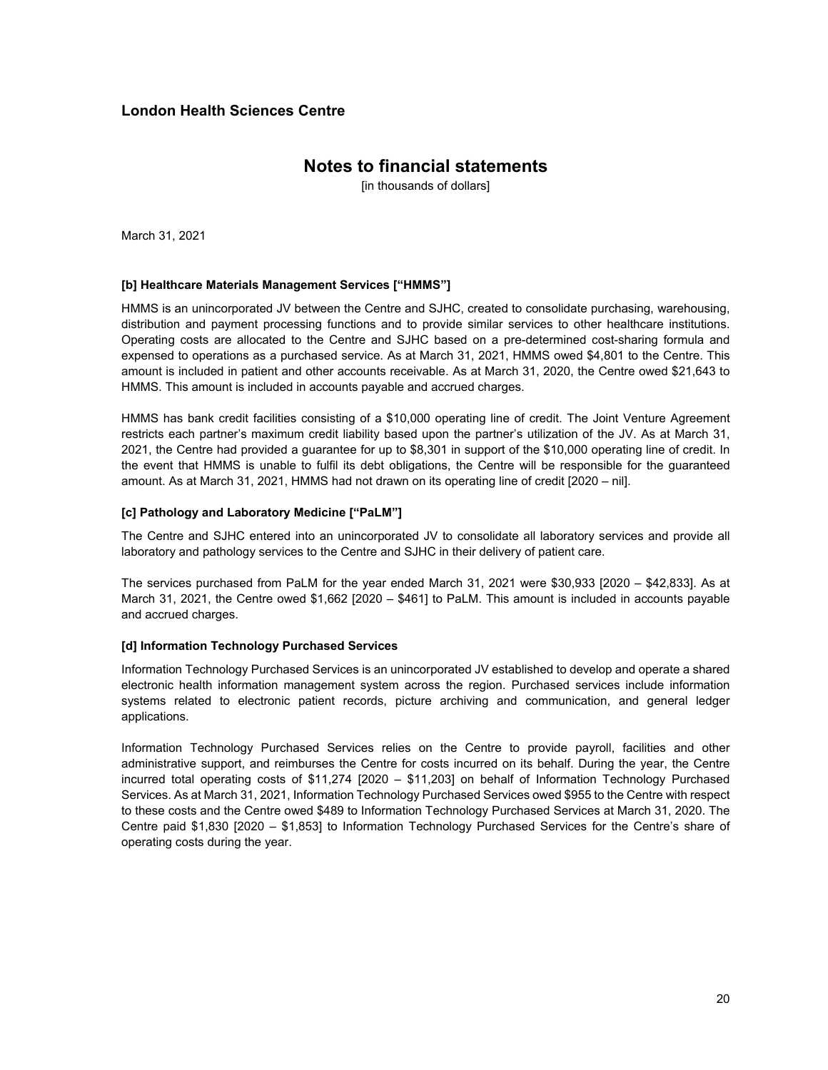**[b] Healthcare Materials Management Services ["HMMS"]**

HMMS is an unincorporated JV between the Centre and SJHC, created to consolidate purchasing, warehousing, distribution and payment processing functions and to provide similar services to other healthcare institutions. Operating costs are allocated to the Centre and SJHC based on a pre-determined cost-sharing formula and expensed to operations as a purchased service. As at March 31, 2021, HMMS owed $4,801 to the Centre. This amount is included in patient and other accounts receivable. As at March 31, 2020, the Centre owed $21,643 to HMMS. This amount is included in accounts payable and accrued charges.

HMMS has bank credit facilities consisting of a $10,000 operating line of credit. The Joint Venture Agreement restricts each partner's maximum credit liability based upon the partner's utilization of the JV. As at March 31, 2021, the Centre had provided a guarantee for up to $8,301 in support of the $10,000 operating line of credit. In the event that HMMS is unable to fulfil its debt obligations, the Centre will be responsible for the guaranteed amount. As at March 31, 2021, HMMS had not drawn on its operating line of credit [2020 – nil].

**[c] Pathology and Laboratory Medicine ["PaLM"]**

The Centre and SJHC entered into an unincorporated JV to consolidate all laboratory services and provide all laboratory and pathology services to the Centre and SJHC in their delivery of patient care.

The services purchased from PaLM for the year ended March 31, 2021 were $30,933 [2020 – $42,833]. As at March 31, 2021, the Centre owed $1,662 [2020 – $461] to PaLM. This amount is included in accounts payable and accrued charges.

**[d] Information Technology Purchased Services**

Information Technology Purchased Services is an unincorporated JV established to develop and operate a shared electronic health information management system across the region. Purchased services include information systems related to electronic patient records, picture archiving and communication, and general ledger applications.

Information Technology Purchased Services relies on the Centre to provide payroll, facilities and other administrative support, and reimburses the Centre for costs incurred on its behalf. During the year, the Centre incurred total operating costs of $11,274 [2020 – $11,203] on behalf of Information Technology Purchased Services. As at March 31, 2021, Information Technology Purchased Services owed $955 to the Centre with respect to these costs and the Centre owed $489 to Information Technology Purchased Services at March 31, 2020. The Centre paid $1,830 [2020 – $1,853] to Information Technology Purchased Services for the Centre's share of operating costs during the year.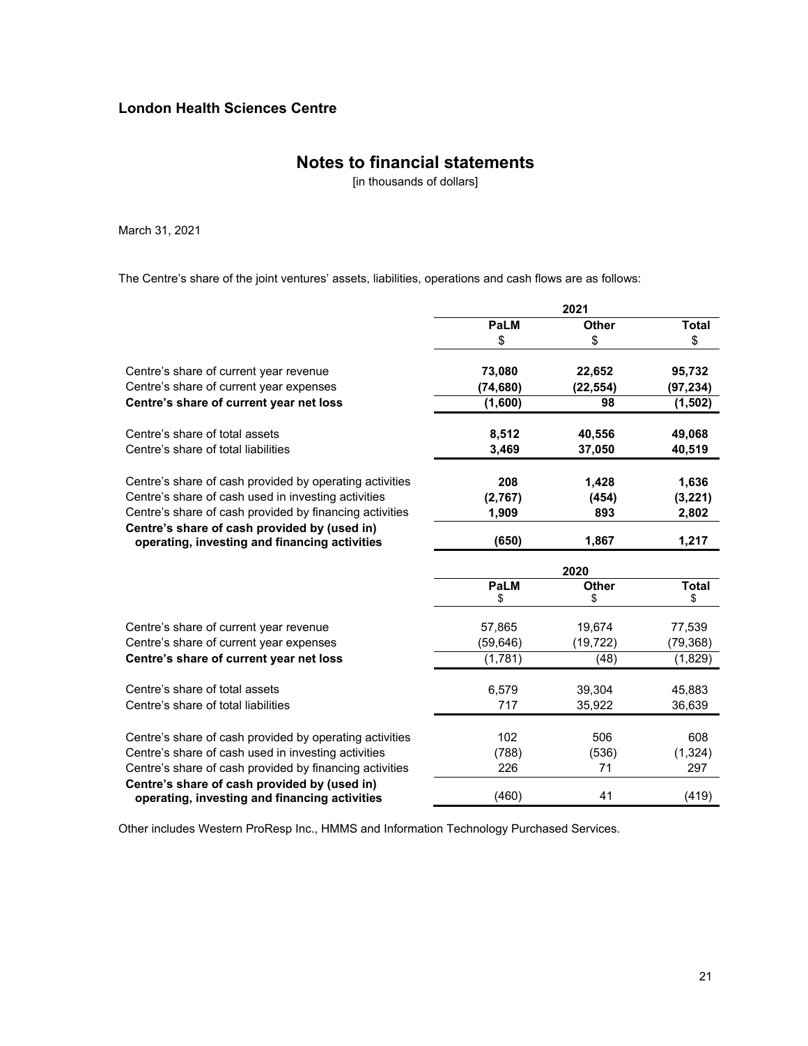**London Health Sciences Centre**

# Notes to financial statements

[in thousands of dollars]

March 31, 2021

The Centre's share of the joint ventures' assets, liabilities, operations and cash flows are as follows:

| | 2021 | | |
|---|---|---|---|
| | **PaLM** | **Other** | **Total** |
| | $ | $ | $ |
| Centre's share of current year revenue | **73,080** | **22,652** | **95,732** |
| Centre's share of current year expenses | **(74,680)** | **(22,554)** | **(97,234)** |
| **Centre's share of current year net loss** | **(1,600)** | **98** | **(1,502)** |
| Centre's share of total assets | **8,512** | **40,556** | **49,068** |
| Centre's share of total liabilities | **3,469** | **37,050** | **40,519** |
| Centre's share of cash provided by operating activities | **208** | **1,428** | **1,636** |
| Centre's share of cash used in investing activities | **(2,767)** | **(454)** | **(3,221)** |
| Centre's share of cash provided by financing activities | **1,909** | **893** | **2,802** |
| **Centre's share of cash provided by (used in) operating, investing and financing activities** | **(650)** | **1,867** | **1,217** |

| | 2020 | | |
|---|---|---|---|
| | **PaLM** | **Other** | **Total** |
| | $ | $ | $ |
| Centre's share of current year revenue | 57,865 | 19,674 | 77,539 |
| Centre's share of current year expenses | (59,646) | (19,722) | (79,368) |
| **Centre's share of current year net loss** | (1,781) | (48) | (1,829) |
| Centre's share of total assets | 6,579 | 39,304 | 45,883 |
| Centre's share of total liabilities | 717 | 35,922 | 36,639 |
| Centre's share of cash provided by operating activities | 102 | 506 | 608 |
| Centre's share of cash used in investing activities | (788) | (536) | (1,324) |
| Centre's share of cash provided by financing activities | 226 | 71 | 297 |
| **Centre's share of cash provided by (used in) operating, investing and financing activities** | (460) | 41 | (419) |

Other includes Western ProResp Inc., HMMS and Information Technology Purchased Services.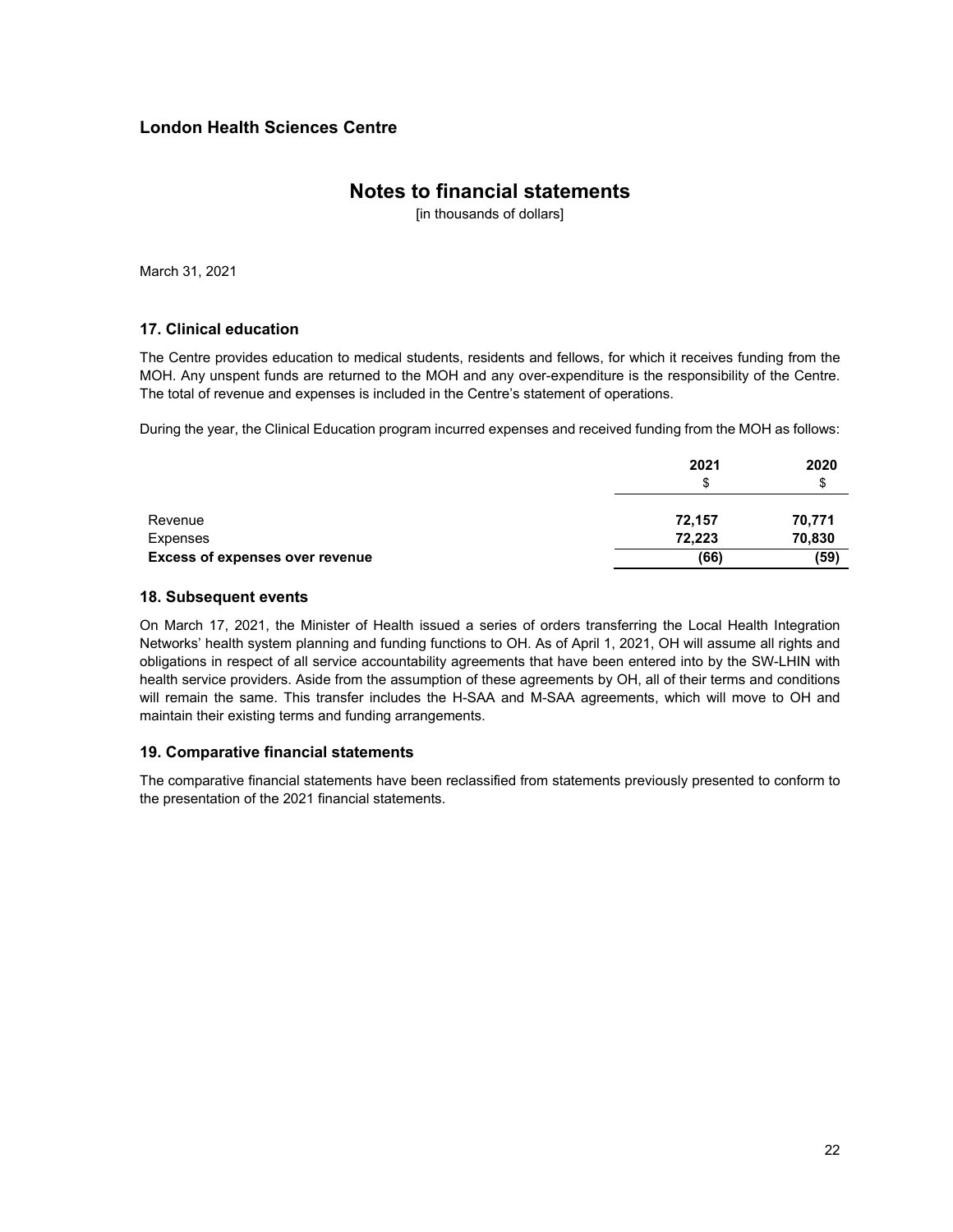**London Health Sciences Centre**

# Notes to financial statements

[in thousands of dollars]

March 31, 2021

## 17. Clinical education

The Centre provides education to medical students, residents and fellows, for which it receives funding from the MOH. Any unspent funds are returned to the MOH and any over-expenditure is the responsibility of the Centre. The total of revenue and expenses is included in the Centre's statement of operations.

During the year, the Clinical Education program incurred expenses and received funding from the MOH as follows:

| | 2021 | 2020 |
|---|---|---|
| | $ | $ |
| Revenue | **72,157** | **70,771** |
| Expenses | **72,223** | **70,830** |
| **Excess of expenses over revenue** | **(66)** | **(59)** |

## 18. Subsequent events

On March 17, 2021, the Minister of Health issued a series of orders transferring the Local Health Integration Networks' health system planning and funding functions to OH. As of April 1, 2021, OH will assume all rights and obligations in respect of all service accountability agreements that have been entered into by the SW-LHIN with health service providers. Aside from the assumption of these agreements by OH, all of their terms and conditions will remain the same. This transfer includes the H-SAA and M-SAA agreements, which will move to OH and maintain their existing terms and funding arrangements.

## 19. Comparative financial statements

The comparative financial statements have been reclassified from statements previously presented to conform to the presentation of the 2021 financial statements.